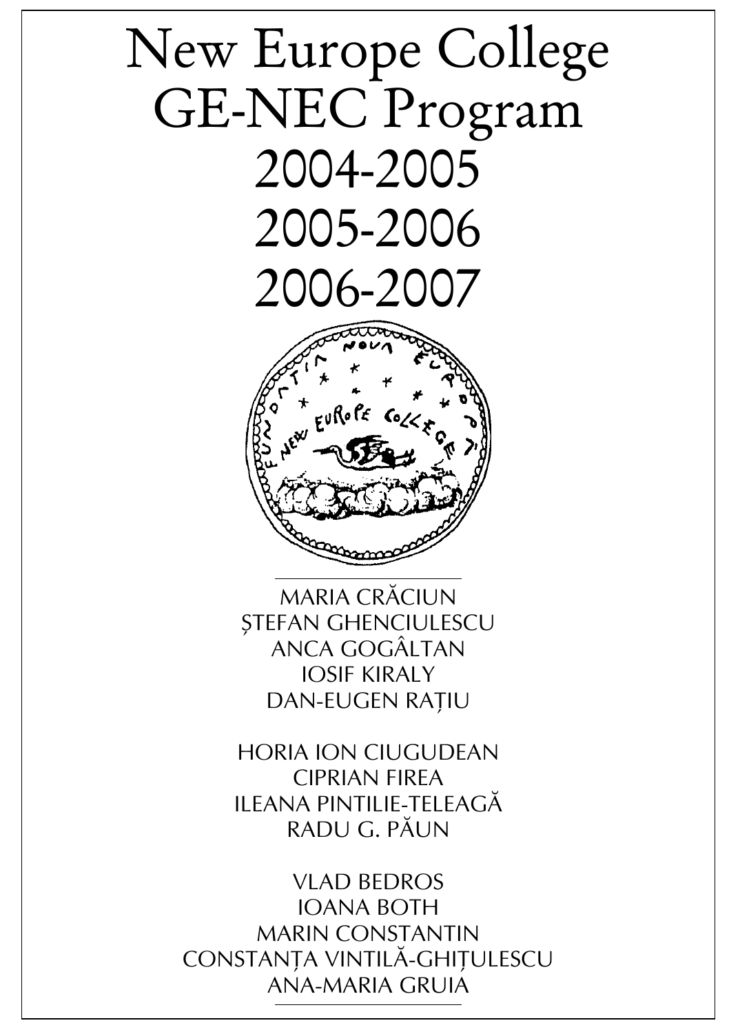# New Europe College GE-NEC Program 2004-2005 2005-2006 2006-2007

MARIA CRĂCIUN
ȘTEFAN GHENCIULESCU
ANCA GOGÂLTAN
IOSIF KIRALY
DAN-EUGEN RAȚIU

HORIA ION CIUGUDEAN
CIPRIAN FIREA
ILEANA PINTILIE-TELEAGĂ
RADU G. PĂUN

VLAD BEDROS
IOANA BOTH
MARIN CONSTANTIN
CONSTANȚA VINTILĂ-GHIȚULESCU
ANA-MARIA GRUIA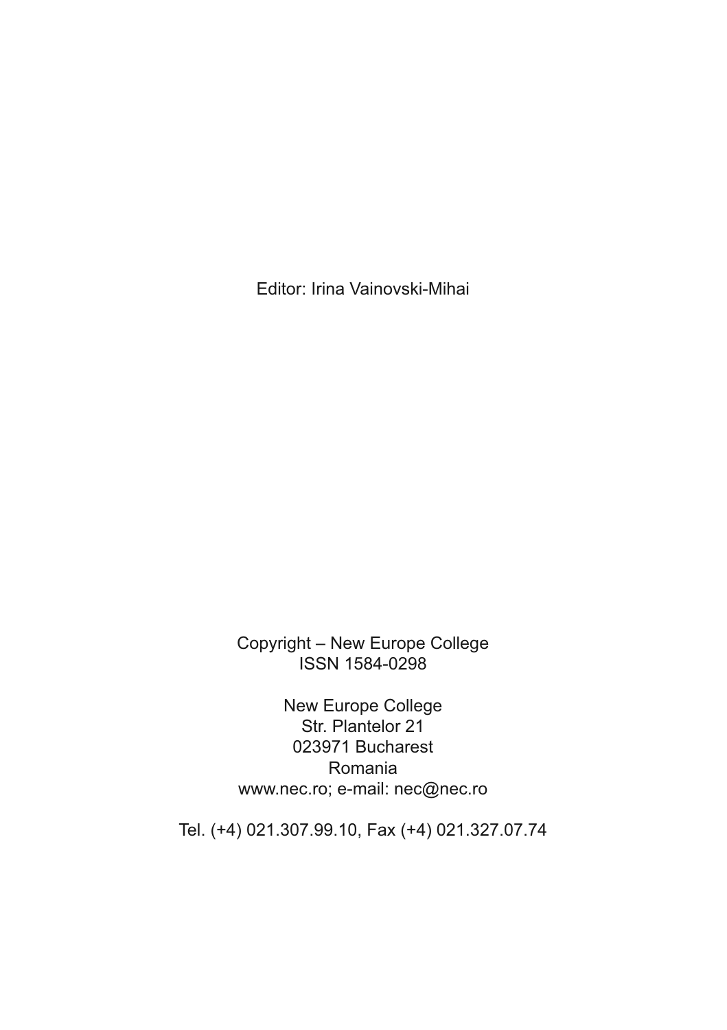Editor: Irina Vainovski-Mihai

Copyright – New Europe College
ISSN 1584-0298

New Europe College
Str. Plantelor 21
023971 Bucharest
Romania
www.nec.ro; e-mail: nec@nec.ro

Tel. (+4) 021.307.99.10, Fax (+4) 021.327.07.74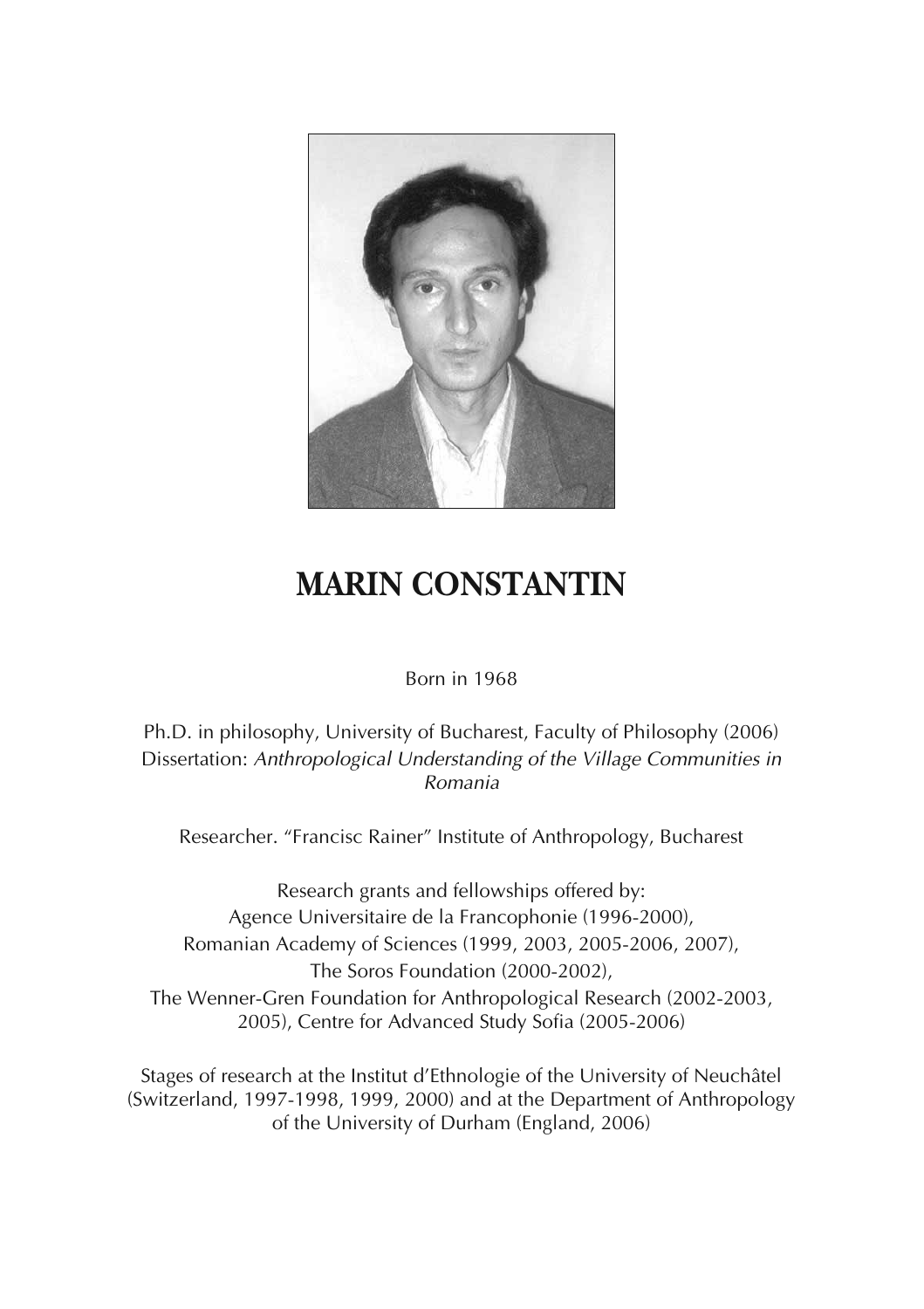# MARIN CONSTANTIN

Born in 1968

Ph.D. in philosophy, University of Bucharest, Faculty of Philosophy (2006)
Dissertation: *Anthropological Understanding of the Village Communities in Romania*

Researcher. "Francisc Rainer" Institute of Anthropology, Bucharest

Research grants and fellowships offered by:
Agence Universitaire de la Francophonie (1996-2000),
Romanian Academy of Sciences (1999, 2003, 2005-2006, 2007),
The Soros Foundation (2000-2002),
The Wenner-Gren Foundation for Anthropological Research (2002-2003, 2005), Centre for Advanced Study Sofia (2005-2006)

Stages of research at the Institut d'Ethnologie of the University of Neuchâtel (Switzerland, 1997-1998, 1999, 2000) and at the Department of Anthropology of the University of Durham (England, 2006)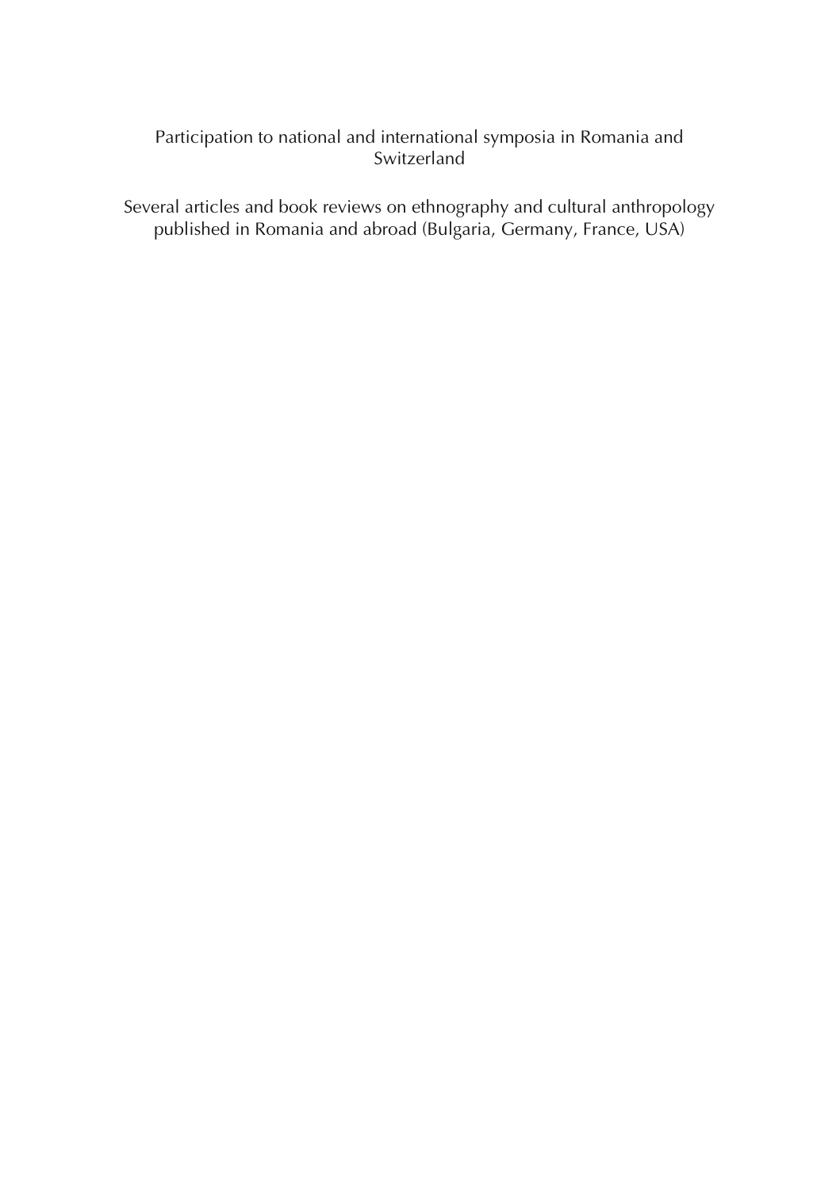Participation to national and international symposia in Romania and Switzerland

Several articles and book reviews on ethnography and cultural anthropology published in Romania and abroad (Bulgaria, Germany, France, USA)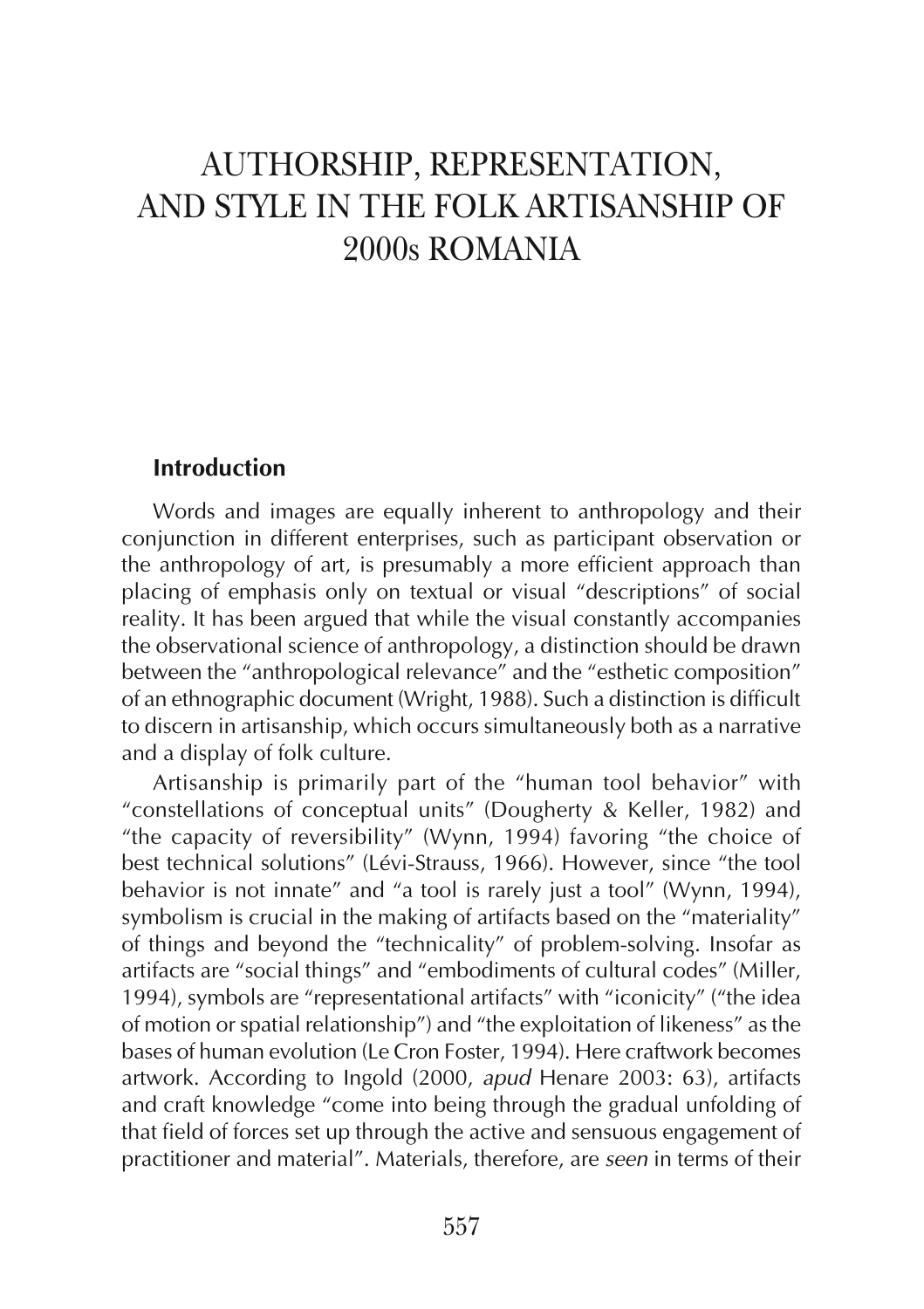# AUTHORSHIP, REPRESENTATION, AND STYLE IN THE FOLK ARTISANSHIP OF 2000s ROMANIA

## Introduction

Words and images are equally inherent to anthropology and their conjunction in different enterprises, such as participant observation or the anthropology of art, is presumably a more efficient approach than placing of emphasis only on textual or visual "descriptions" of social reality. It has been argued that while the visual constantly accompanies the observational science of anthropology, a distinction should be drawn between the "anthropological relevance" and the "esthetic composition" of an ethnographic document (Wright, 1988). Such a distinction is difficult to discern in artisanship, which occurs simultaneously both as a narrative and a display of folk culture.

Artisanship is primarily part of the "human tool behavior" with "constellations of conceptual units" (Dougherty & Keller, 1982) and "the capacity of reversibility" (Wynn, 1994) favoring "the choice of best technical solutions" (Lévi-Strauss, 1966). However, since "the tool behavior is not innate" and "a tool is rarely just a tool" (Wynn, 1994), symbolism is crucial in the making of artifacts based on the "materiality" of things and beyond the "technicality" of problem-solving. Insofar as artifacts are "social things" and "embodiments of cultural codes" (Miller, 1994), symbols are "representational artifacts" with "iconicity" ("the idea of motion or spatial relationship") and "the exploitation of likeness" as the bases of human evolution (Le Cron Foster, 1994). Here craftwork becomes artwork. According to Ingold (2000, *apud* Henare 2003: 63), artifacts and craft knowledge "come into being through the gradual unfolding of that field of forces set up through the active and sensuous engagement of practitioner and material". Materials, therefore, are *seen* in terms of their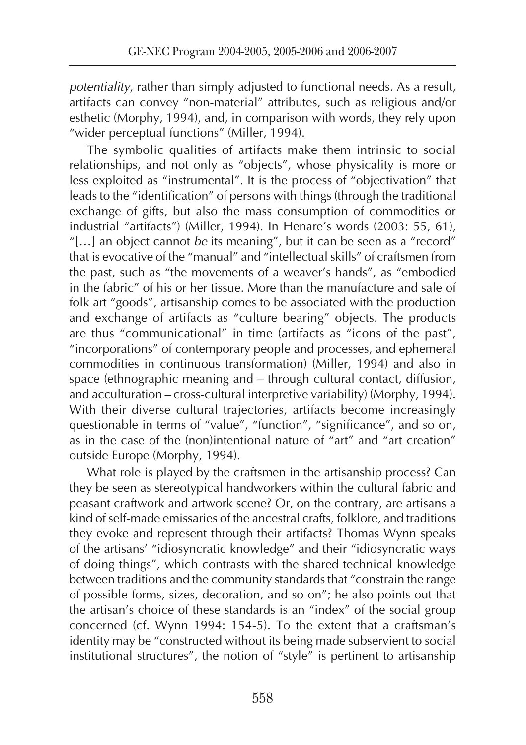*potentiality*, rather than simply adjusted to functional needs. As a result, artifacts can convey "non-material" attributes, such as religious and/or esthetic (Morphy, 1994), and, in comparison with words, they rely upon "wider perceptual functions" (Miller, 1994).

The symbolic qualities of artifacts make them intrinsic to social relationships, and not only as "objects", whose physicality is more or less exploited as "instrumental". It is the process of "objectivation" that leads to the "identification" of persons with things (through the traditional exchange of gifts, but also the mass consumption of commodities or industrial "artifacts") (Miller, 1994). In Henare's words (2003: 55, 61), "[…] an object cannot *be* its meaning", but it can be seen as a "record" that is evocative of the "manual" and "intellectual skills" of craftsmen from the past, such as "the movements of a weaver's hands", as "embodied in the fabric" of his or her tissue. More than the manufacture and sale of folk art "goods", artisanship comes to be associated with the production and exchange of artifacts as "culture bearing" objects. The products are thus "communicational" in time (artifacts as "icons of the past", "incorporations" of contemporary people and processes, and ephemeral commodities in continuous transformation) (Miller, 1994) and also in space (ethnographic meaning and – through cultural contact, diffusion, and acculturation – cross-cultural interpretive variability) (Morphy, 1994). With their diverse cultural trajectories, artifacts become increasingly questionable in terms of "value", "function", "significance", and so on, as in the case of the (non)intentional nature of "art" and "art creation" outside Europe (Morphy, 1994).

What role is played by the craftsmen in the artisanship process? Can they be seen as stereotypical handworkers within the cultural fabric and peasant craftwork and artwork scene? Or, on the contrary, are artisans a kind of self-made emissaries of the ancestral crafts, folklore, and traditions they evoke and represent through their artifacts? Thomas Wynn speaks of the artisans' "idiosyncratic knowledge" and their "idiosyncratic ways of doing things", which contrasts with the shared technical knowledge between traditions and the community standards that "constrain the range of possible forms, sizes, decoration, and so on"; he also points out that the artisan's choice of these standards is an "index" of the social group concerned (cf. Wynn 1994: 154-5). To the extent that a craftsman's identity may be "constructed without its being made subservient to social institutional structures", the notion of "style" is pertinent to artisanship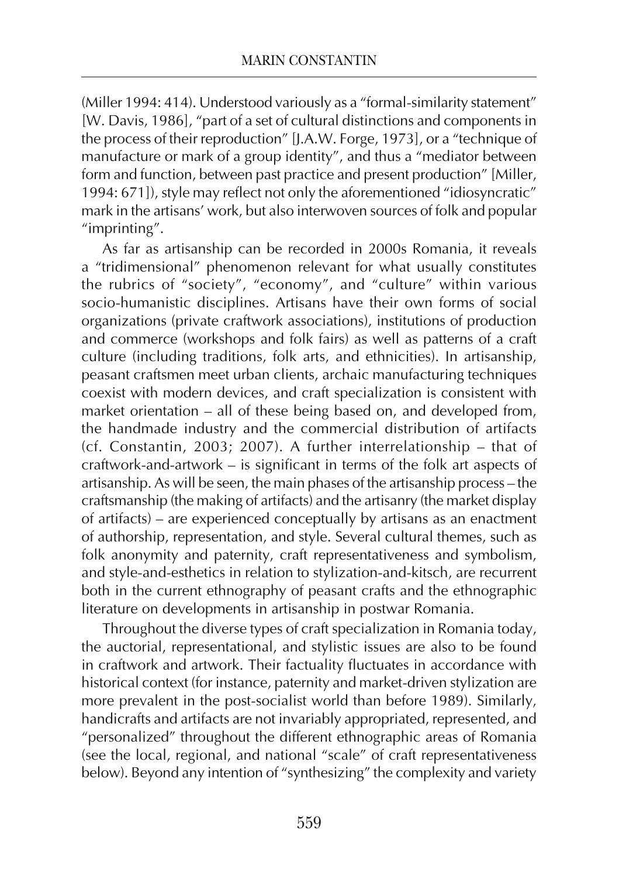(Miller 1994: 414). Understood variously as a "formal-similarity statement" [W. Davis, 1986], "part of a set of cultural distinctions and components in the process of their reproduction" [J.A.W. Forge, 1973], or a "technique of manufacture or mark of a group identity", and thus a "mediator between form and function, between past practice and present production" [Miller, 1994: 671]), style may reflect not only the aforementioned "idiosyncratic" mark in the artisans' work, but also interwoven sources of folk and popular "imprinting".

As far as artisanship can be recorded in 2000s Romania, it reveals a "tridimensional" phenomenon relevant for what usually constitutes the rubrics of "society", "economy", and "culture" within various socio-humanistic disciplines. Artisans have their own forms of social organizations (private craftwork associations), institutions of production and commerce (workshops and folk fairs) as well as patterns of a craft culture (including traditions, folk arts, and ethnicities). In artisanship, peasant craftsmen meet urban clients, archaic manufacturing techniques coexist with modern devices, and craft specialization is consistent with market orientation – all of these being based on, and developed from, the handmade industry and the commercial distribution of artifacts (cf. Constantin, 2003; 2007). A further interrelationship – that of craftwork-and-artwork – is significant in terms of the folk art aspects of artisanship. As will be seen, the main phases of the artisanship process – the craftsmanship (the making of artifacts) and the artisanry (the market display of artifacts) – are experienced conceptually by artisans as an enactment of authorship, representation, and style. Several cultural themes, such as folk anonymity and paternity, craft representativeness and symbolism, and style-and-esthetics in relation to stylization-and-kitsch, are recurrent both in the current ethnography of peasant crafts and the ethnographic literature on developments in artisanship in postwar Romania.

Throughout the diverse types of craft specialization in Romania today, the auctorial, representational, and stylistic issues are also to be found in craftwork and artwork. Their factuality fluctuates in accordance with historical context (for instance, paternity and market-driven stylization are more prevalent in the post-socialist world than before 1989). Similarly, handicrafts and artifacts are not invariably appropriated, represented, and "personalized" throughout the different ethnographic areas of Romania (see the local, regional, and national "scale" of craft representativeness below). Beyond any intention of "synthesizing" the complexity and variety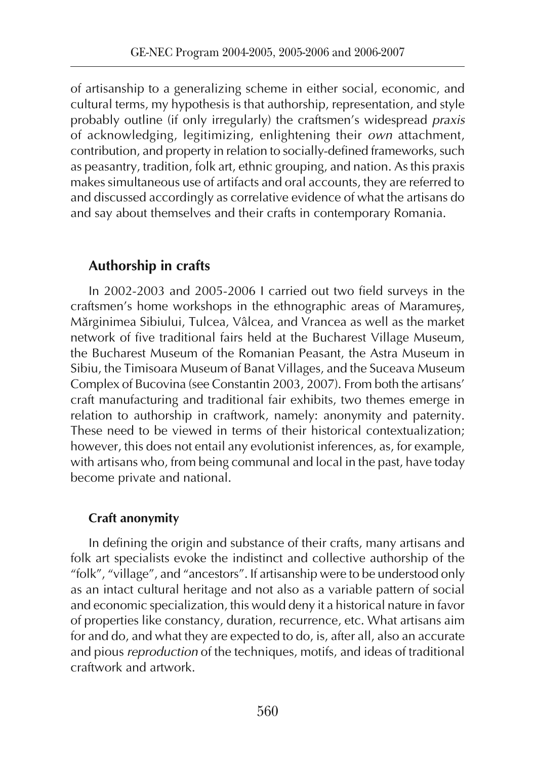of artisanship to a generalizing scheme in either social, economic, and cultural terms, my hypothesis is that authorship, representation, and style probably outline (if only irregularly) the craftsmen's widespread *praxis* of acknowledging, legitimizing, enlightening their *own* attachment, contribution, and property in relation to socially-defined frameworks, such as peasantry, tradition, folk art, ethnic grouping, and nation. As this praxis makes simultaneous use of artifacts and oral accounts, they are referred to and discussed accordingly as correlative evidence of what the artisans do and say about themselves and their crafts in contemporary Romania.

## Authorship in crafts

In 2002-2003 and 2005-2006 I carried out two field surveys in the craftsmen's home workshops in the ethnographic areas of Maramureș, Mărginimea Sibiului, Tulcea, Vâlcea, and Vrancea as well as the market network of five traditional fairs held at the Bucharest Village Museum, the Bucharest Museum of the Romanian Peasant, the Astra Museum in Sibiu, the Timisoara Museum of Banat Villages, and the Suceava Museum Complex of Bucovina (see Constantin 2003, 2007). From both the artisans' craft manufacturing and traditional fair exhibits, two themes emerge in relation to authorship in craftwork, namely: anonymity and paternity. These need to be viewed in terms of their historical contextualization; however, this does not entail any evolutionist inferences, as, for example, with artisans who, from being communal and local in the past, have today become private and national.

### Craft anonymity

In defining the origin and substance of their crafts, many artisans and folk art specialists evoke the indistinct and collective authorship of the "folk", "village", and "ancestors". If artisanship were to be understood only as an intact cultural heritage and not also as a variable pattern of social and economic specialization, this would deny it a historical nature in favor of properties like constancy, duration, recurrence, etc. What artisans aim for and do, and what they are expected to do, is, after all, also an accurate and pious *reproduction* of the techniques, motifs, and ideas of traditional craftwork and artwork.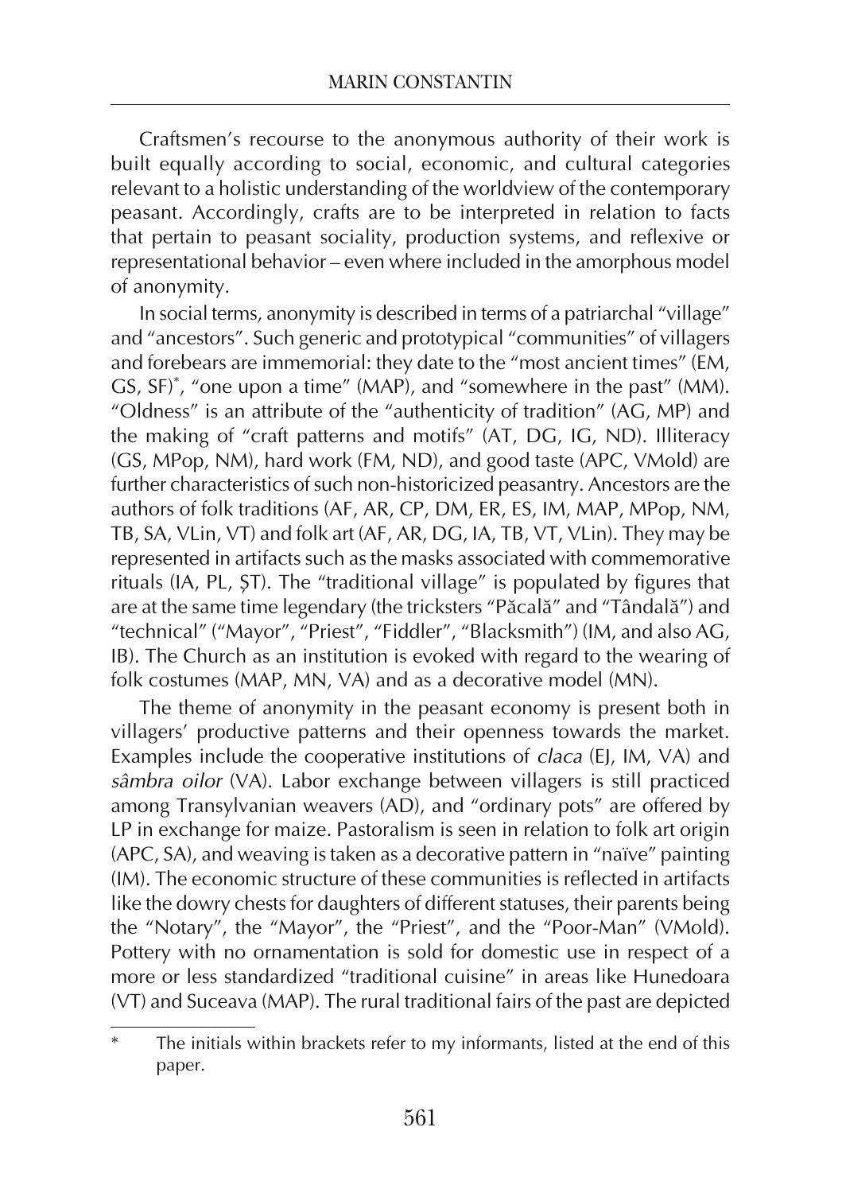Craftsmen's recourse to the anonymous authority of their work is built equally according to social, economic, and cultural categories relevant to a holistic understanding of the worldview of the contemporary peasant. Accordingly, crafts are to be interpreted in relation to facts that pertain to peasant sociality, production systems, and reflexive or representational behavior – even where included in the amorphous model of anonymity.

In social terms, anonymity is described in terms of a patriarchal "village" and "ancestors". Such generic and prototypical "communities" of villagers and forebears are immemorial: they date to the "most ancient times" (EM, GS, SF)*, "one upon a time" (MAP), and "somewhere in the past" (MM). "Oldness" is an attribute of the "authenticity of tradition" (AG, MP) and the making of "craft patterns and motifs" (AT, DG, IG, ND). Illiteracy (GS, MPop, NM), hard work (FM, ND), and good taste (APC, VMold) are further characteristics of such non-historicized peasantry. Ancestors are the authors of folk traditions (AF, AR, CP, DM, ER, ES, IM, MAP, MPop, NM, TB, SA, VLin, VT) and folk art (AF, AR, DG, IA, TB, VT, VLin). They may be represented in artifacts such as the masks associated with commemorative rituals (IA, PL, ȘT). The "traditional village" is populated by figures that are at the same time legendary (the tricksters "Păcală" and "Tândală") and "technical" ("Mayor", "Priest", "Fiddler", "Blacksmith") (IM, and also AG, IB). The Church as an institution is evoked with regard to the wearing of folk costumes (MAP, MN, VA) and as a decorative model (MN).

The theme of anonymity in the peasant economy is present both in villagers' productive patterns and their openness towards the market. Examples include the cooperative institutions of *claca* (EJ, IM, VA) and *sâmbra oilor* (VA). Labor exchange between villagers is still practiced among Transylvanian weavers (AD), and "ordinary pots" are offered by LP in exchange for maize. Pastoralism is seen in relation to folk art origin (APC, SA), and weaving is taken as a decorative pattern in "naïve" painting (IM). The economic structure of these communities is reflected in artifacts like the dowry chests for daughters of different statuses, their parents being the "Notary", the "Mayor", the "Priest", and the "Poor-Man" (VMold). Pottery with no ornamentation is sold for domestic use in respect of a more or less standardized "traditional cuisine" in areas like Hunedoara (VT) and Suceava (MAP). The rural traditional fairs of the past are depicted

---

\* The initials within brackets refer to my informants, listed at the end of this paper.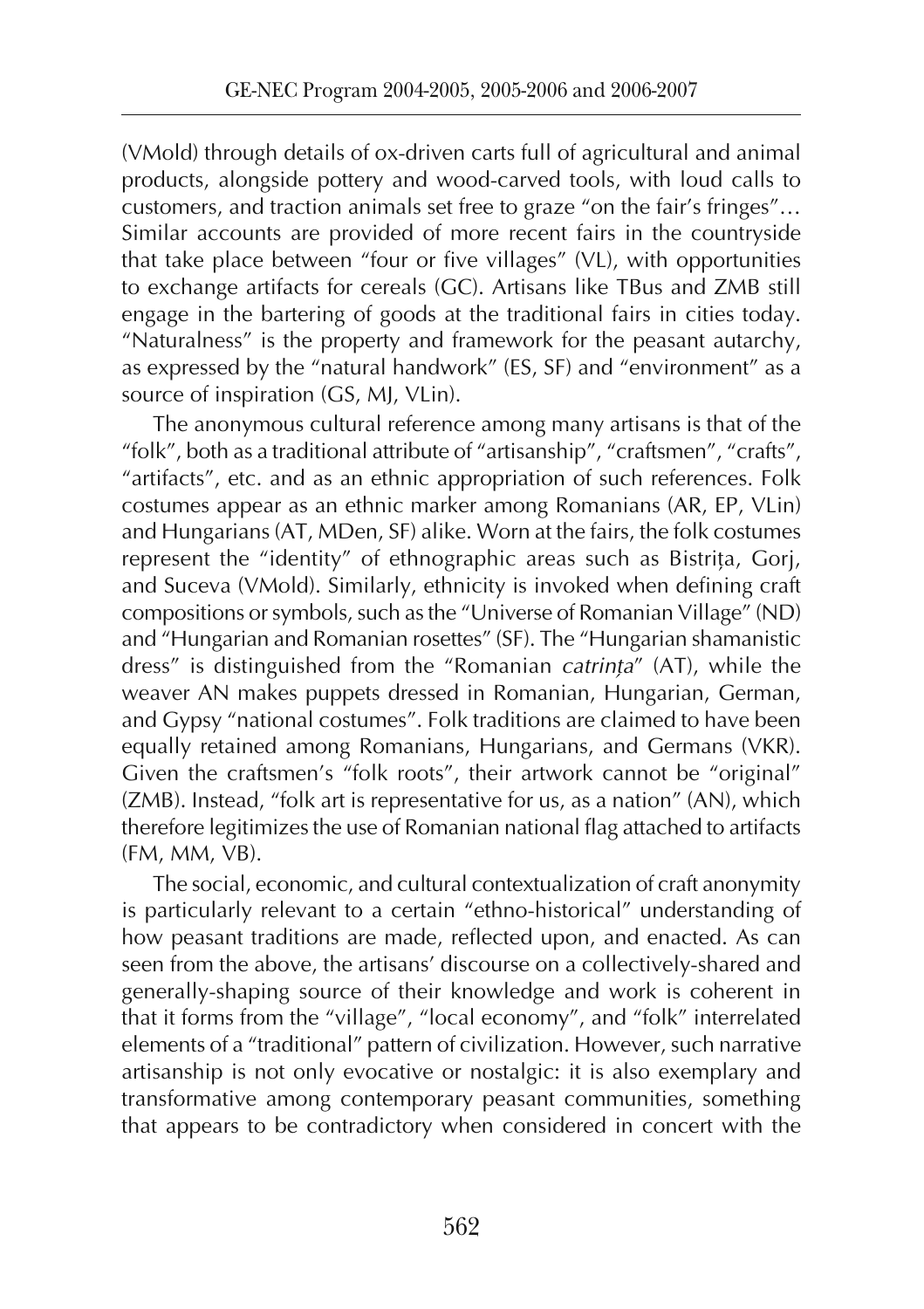(VMold) through details of ox-driven carts full of agricultural and animal products, alongside pottery and wood-carved tools, with loud calls to customers, and traction animals set free to graze "on the fair's fringes"… Similar accounts are provided of more recent fairs in the countryside that take place between "four or five villages" (VL), with opportunities to exchange artifacts for cereals (GC). Artisans like TBus and ZMB still engage in the bartering of goods at the traditional fairs in cities today. "Naturalness" is the property and framework for the peasant autarchy, as expressed by the "natural handwork" (ES, SF) and "environment" as a source of inspiration (GS, MJ, VLin).

The anonymous cultural reference among many artisans is that of the "folk", both as a traditional attribute of "artisanship", "craftsmen", "crafts", "artifacts", etc. and as an ethnic appropriation of such references. Folk costumes appear as an ethnic marker among Romanians (AR, EP, VLin) and Hungarians (AT, MDen, SF) alike. Worn at the fairs, the folk costumes represent the "identity" of ethnographic areas such as Bistrița, Gorj, and Suceva (VMold). Similarly, ethnicity is invoked when defining craft compositions or symbols, such as the "Universe of Romanian Village" (ND) and "Hungarian and Romanian rosettes" (SF). The "Hungarian shamanistic dress" is distinguished from the "Romanian *catrința*" (AT), while the weaver AN makes puppets dressed in Romanian, Hungarian, German, and Gypsy "national costumes". Folk traditions are claimed to have been equally retained among Romanians, Hungarians, and Germans (VKR). Given the craftsmen's "folk roots", their artwork cannot be "original" (ZMB). Instead, "folk art is representative for us, as a nation" (AN), which therefore legitimizes the use of Romanian national flag attached to artifacts (FM, MM, VB).

The social, economic, and cultural contextualization of craft anonymity is particularly relevant to a certain "ethno-historical" understanding of how peasant traditions are made, reflected upon, and enacted. As can seen from the above, the artisans' discourse on a collectively-shared and generally-shaping source of their knowledge and work is coherent in that it forms from the "village", "local economy", and "folk" interrelated elements of a "traditional" pattern of civilization. However, such narrative artisanship is not only evocative or nostalgic: it is also exemplary and transformative among contemporary peasant communities, something that appears to be contradictory when considered in concert with the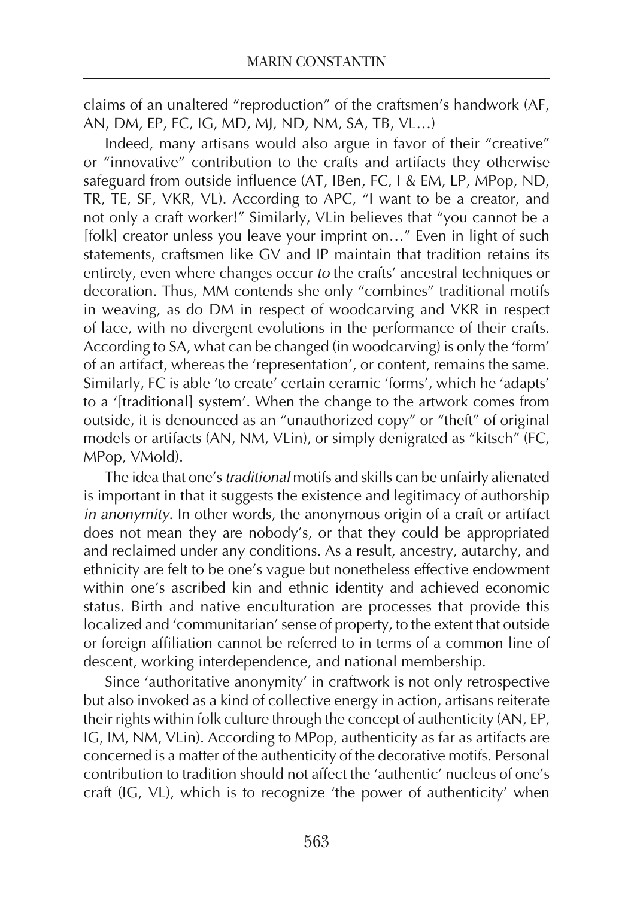claims of an unaltered "reproduction" of the craftsmen's handwork (AF, AN, DM, EP, FC, IG, MD, MJ, ND, NM, SA, TB, VL…)

Indeed, many artisans would also argue in favor of their "creative" or "innovative" contribution to the crafts and artifacts they otherwise safeguard from outside influence (AT, IBen, FC, I & EM, LP, MPop, ND, TR, TE, SF, VKR, VL). According to APC, "I want to be a creator, and not only a craft worker!" Similarly, VLin believes that "you cannot be a [folk] creator unless you leave your imprint on…" Even in light of such statements, craftsmen like GV and IP maintain that tradition retains its entirety, even where changes occur *to* the crafts' ancestral techniques or decoration. Thus, MM contends she only "combines" traditional motifs in weaving, as do DM in respect of woodcarving and VKR in respect of lace, with no divergent evolutions in the performance of their crafts. According to SA, what can be changed (in woodcarving) is only the 'form' of an artifact, whereas the 'representation', or content, remains the same. Similarly, FC is able 'to create' certain ceramic 'forms', which he 'adapts' to a '[traditional] system'. When the change to the artwork comes from outside, it is denounced as an "unauthorized copy" or "theft" of original models or artifacts (AN, NM, VLin), or simply denigrated as "kitsch" (FC, MPop, VMold).

The idea that one's *traditional* motifs and skills can be unfairly alienated is important in that it suggests the existence and legitimacy of authorship *in anonymity*. In other words, the anonymous origin of a craft or artifact does not mean they are nobody's, or that they could be appropriated and reclaimed under any conditions. As a result, ancestry, autarchy, and ethnicity are felt to be one's vague but nonetheless effective endowment within one's ascribed kin and ethnic identity and achieved economic status. Birth and native enculturation are processes that provide this localized and 'communitarian' sense of property, to the extent that outside or foreign affiliation cannot be referred to in terms of a common line of descent, working interdependence, and national membership.

Since 'authoritative anonymity' in craftwork is not only retrospective but also invoked as a kind of collective energy in action, artisans reiterate their rights within folk culture through the concept of authenticity (AN, EP, IG, IM, NM, VLin). According to MPop, authenticity as far as artifacts are concerned is a matter of the authenticity of the decorative motifs. Personal contribution to tradition should not affect the 'authentic' nucleus of one's craft (IG, VL), which is to recognize 'the power of authenticity' when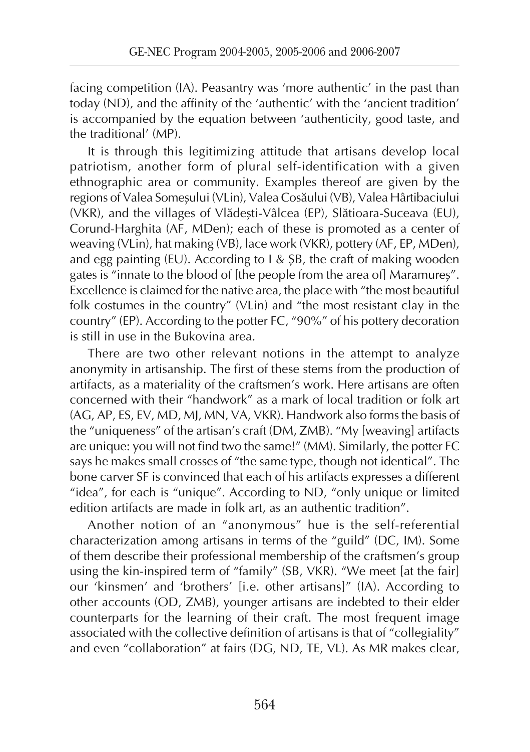facing competition (IA). Peasantry was 'more authentic' in the past than today (ND), and the affinity of the 'authentic' with the 'ancient tradition' is accompanied by the equation between 'authenticity, good taste, and the traditional' (MP).

It is through this legitimizing attitude that artisans develop local patriotism, another form of plural self-identification with a given ethnographic area or community. Examples thereof are given by the regions of Valea Someșului (VLin), Valea Cosăului (VB), Valea Hârtibaciului (VKR), and the villages of Vlădești-Vâlcea (EP), Slătioara-Suceava (EU), Corund-Harghita (AF, MDen); each of these is promoted as a center of weaving (VLin), hat making (VB), lace work (VKR), pottery (AF, EP, MDen), and egg painting (EU). According to I & ȘB, the craft of making wooden gates is "innate to the blood of [the people from the area of] Maramureș". Excellence is claimed for the native area, the place with "the most beautiful folk costumes in the country" (VLin) and "the most resistant clay in the country" (EP). According to the potter FC, "90%" of his pottery decoration is still in use in the Bukovina area.

There are two other relevant notions in the attempt to analyze anonymity in artisanship. The first of these stems from the production of artifacts, as a materiality of the craftsmen's work. Here artisans are often concerned with their "handwork" as a mark of local tradition or folk art (AG, AP, ES, EV, MD, MJ, MN, VA, VKR). Handwork also forms the basis of the "uniqueness" of the artisan's craft (DM, ZMB). "My [weaving] artifacts are unique: you will not find two the same!" (MM). Similarly, the potter FC says he makes small crosses of "the same type, though not identical". The bone carver SF is convinced that each of his artifacts expresses a different "idea", for each is "unique". According to ND, "only unique or limited edition artifacts are made in folk art, as an authentic tradition".

Another notion of an "anonymous" hue is the self-referential characterization among artisans in terms of the "guild" (DC, IM). Some of them describe their professional membership of the craftsmen's group using the kin-inspired term of "family" (SB, VKR). "We meet [at the fair] our 'kinsmen' and 'brothers' [i.e. other artisans]" (IA). According to other accounts (OD, ZMB), younger artisans are indebted to their elder counterparts for the learning of their craft. The most frequent image associated with the collective definition of artisans is that of "collegiality" and even "collaboration" at fairs (DG, ND, TE, VL). As MR makes clear,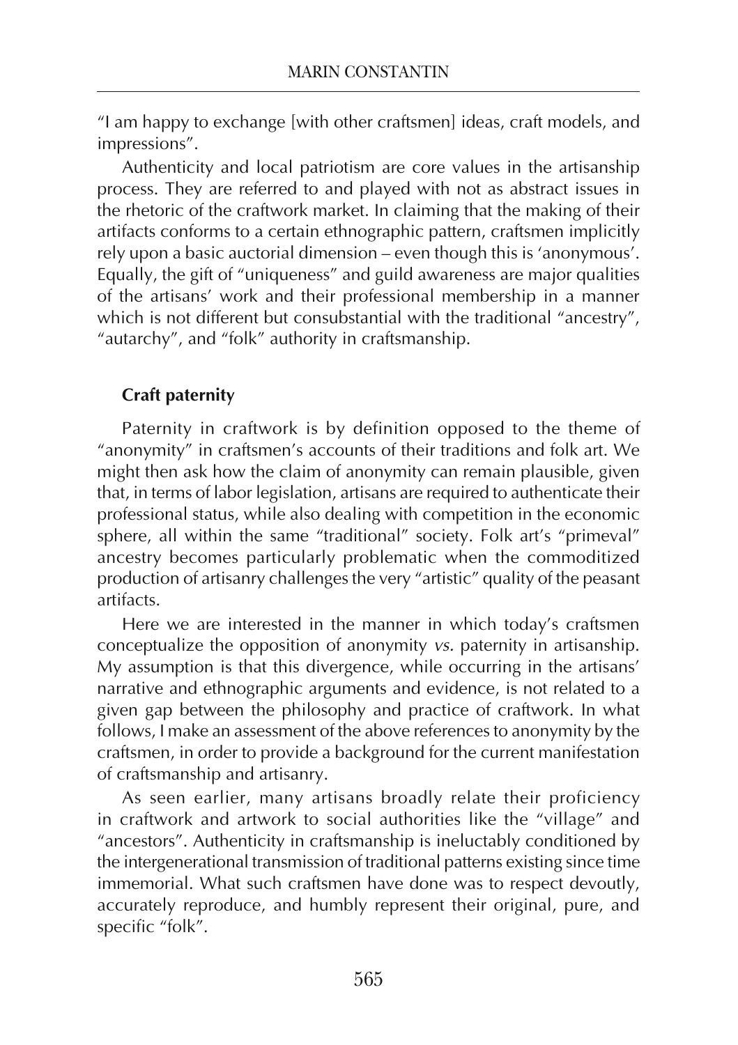"I am happy to exchange [with other craftsmen] ideas, craft models, and impressions".

Authenticity and local patriotism are core values in the artisanship process. They are referred to and played with not as abstract issues in the rhetoric of the craftwork market. In claiming that the making of their artifacts conforms to a certain ethnographic pattern, craftsmen implicitly rely upon a basic auctorial dimension – even though this is 'anonymous'. Equally, the gift of "uniqueness" and guild awareness are major qualities of the artisans' work and their professional membership in a manner which is not different but consubstantial with the traditional "ancestry", "autarchy", and "folk" authority in craftsmanship.

### Craft paternity

Paternity in craftwork is by definition opposed to the theme of "anonymity" in craftsmen's accounts of their traditions and folk art. We might then ask how the claim of anonymity can remain plausible, given that, in terms of labor legislation, artisans are required to authenticate their professional status, while also dealing with competition in the economic sphere, all within the same "traditional" society. Folk art's "primeval" ancestry becomes particularly problematic when the commoditized production of artisanry challenges the very "artistic" quality of the peasant artifacts.

Here we are interested in the manner in which today's craftsmen conceptualize the opposition of anonymity *vs.* paternity in artisanship. My assumption is that this divergence, while occurring in the artisans' narrative and ethnographic arguments and evidence, is not related to a given gap between the philosophy and practice of craftwork. In what follows, I make an assessment of the above references to anonymity by the craftsmen, in order to provide a background for the current manifestation of craftsmanship and artisanry.

As seen earlier, many artisans broadly relate their proficiency in craftwork and artwork to social authorities like the "village" and "ancestors". Authenticity in craftsmanship is ineluctably conditioned by the intergenerational transmission of traditional patterns existing since time immemorial. What such craftsmen have done was to respect devoutly, accurately reproduce, and humbly represent their original, pure, and specific "folk".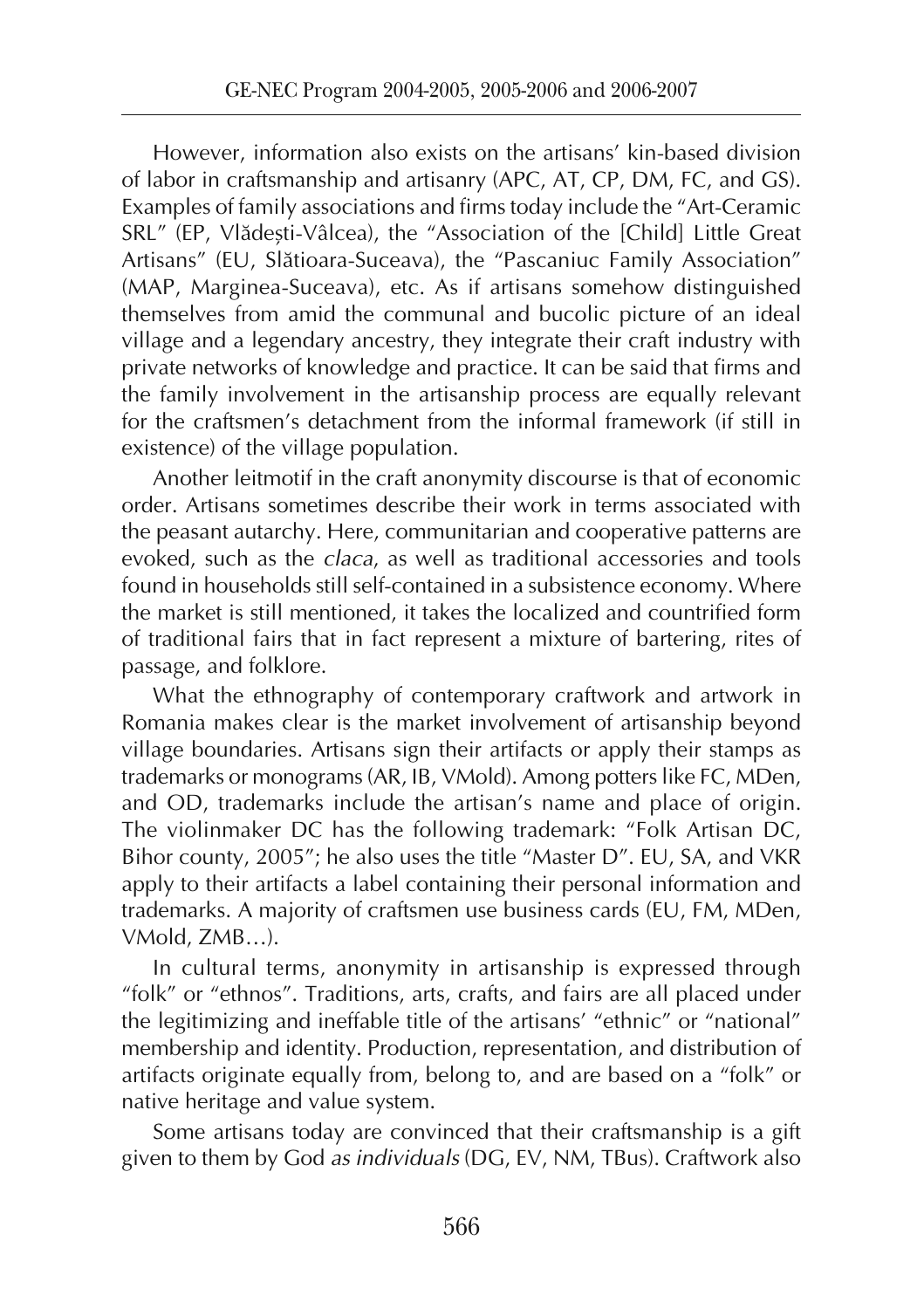However, information also exists on the artisans' kin-based division of labor in craftsmanship and artisanry (APC, AT, CP, DM, FC, and GS). Examples of family associations and firms today include the "Art-Ceramic SRL" (EP, Vlădești-Vâlcea), the "Association of the [Child] Little Great Artisans" (EU, Slătioara-Suceava), the "Pascaniuc Family Association" (MAP, Marginea-Suceava), etc. As if artisans somehow distinguished themselves from amid the communal and bucolic picture of an ideal village and a legendary ancestry, they integrate their craft industry with private networks of knowledge and practice. It can be said that firms and the family involvement in the artisanship process are equally relevant for the craftsmen's detachment from the informal framework (if still in existence) of the village population.

Another leitmotif in the craft anonymity discourse is that of economic order. Artisans sometimes describe their work in terms associated with the peasant autarchy. Here, communitarian and cooperative patterns are evoked, such as the *claca*, as well as traditional accessories and tools found in households still self-contained in a subsistence economy. Where the market is still mentioned, it takes the localized and countrified form of traditional fairs that in fact represent a mixture of bartering, rites of passage, and folklore.

What the ethnography of contemporary craftwork and artwork in Romania makes clear is the market involvement of artisanship beyond village boundaries. Artisans sign their artifacts or apply their stamps as trademarks or monograms (AR, IB, VMold). Among potters like FC, MDen, and OD, trademarks include the artisan's name and place of origin. The violinmaker DC has the following trademark: "Folk Artisan DC, Bihor county, 2005"; he also uses the title "Master D". EU, SA, and VKR apply to their artifacts a label containing their personal information and trademarks. A majority of craftsmen use business cards (EU, FM, MDen, VMold, ZMB…).

In cultural terms, anonymity in artisanship is expressed through "folk" or "ethnos". Traditions, arts, crafts, and fairs are all placed under the legitimizing and ineffable title of the artisans' "ethnic" or "national" membership and identity. Production, representation, and distribution of artifacts originate equally from, belong to, and are based on a "folk" or native heritage and value system.

Some artisans today are convinced that their craftsmanship is a gift given to them by God *as individuals* (DG, EV, NM, TBus). Craftwork also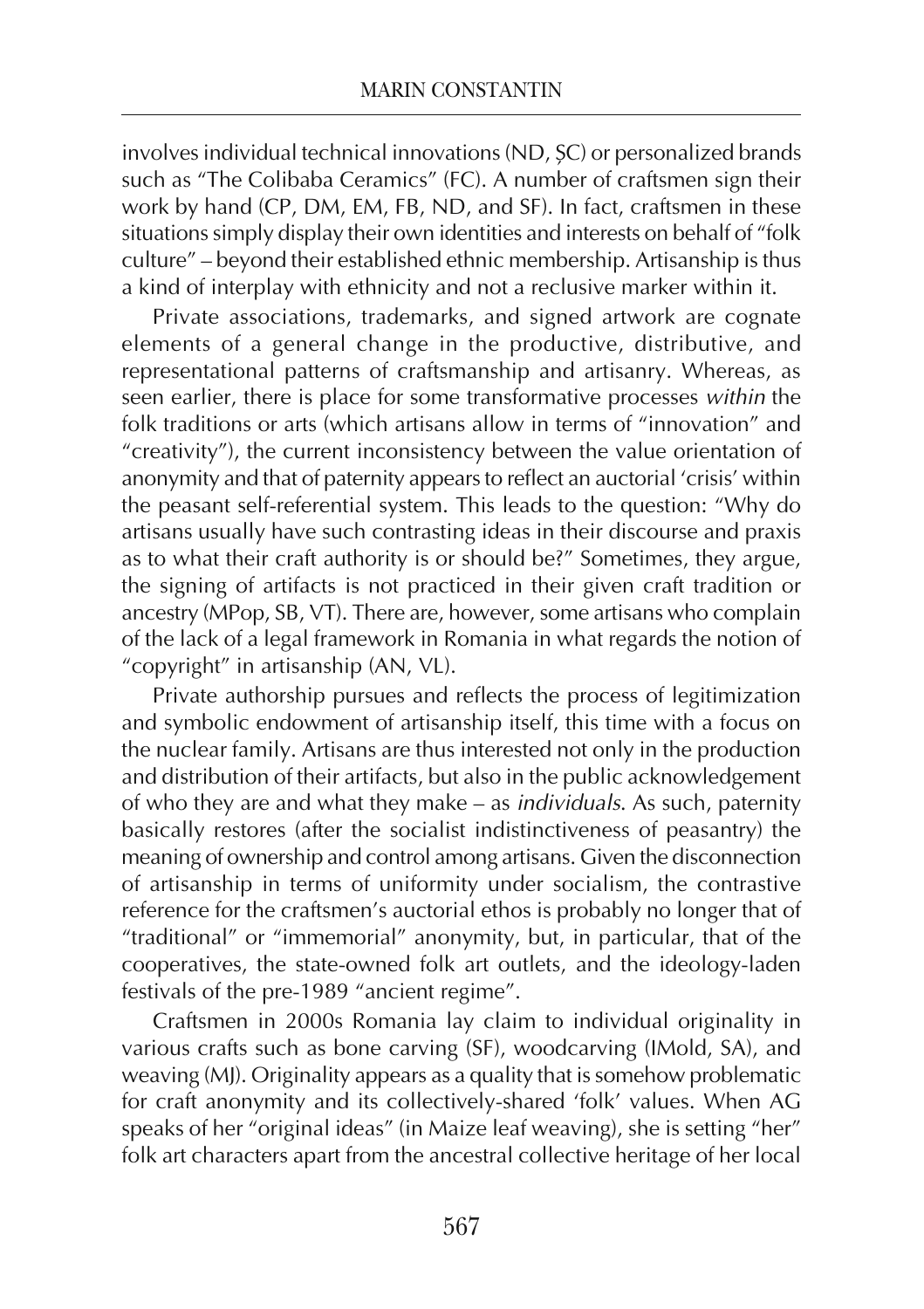involves individual technical innovations (ND, ȘC) or personalized brands such as "The Colibaba Ceramics" (FC). A number of craftsmen sign their work by hand (CP, DM, EM, FB, ND, and SF). In fact, craftsmen in these situations simply display their own identities and interests on behalf of "folk culture" – beyond their established ethnic membership. Artisanship is thus a kind of interplay with ethnicity and not a reclusive marker within it.

Private associations, trademarks, and signed artwork are cognate elements of a general change in the productive, distributive, and representational patterns of craftsmanship and artisanry. Whereas, as seen earlier, there is place for some transformative processes *within* the folk traditions or arts (which artisans allow in terms of "innovation" and "creativity"), the current inconsistency between the value orientation of anonymity and that of paternity appears to reflect an auctorial 'crisis' within the peasant self-referential system. This leads to the question: "Why do artisans usually have such contrasting ideas in their discourse and praxis as to what their craft authority is or should be?" Sometimes, they argue, the signing of artifacts is not practiced in their given craft tradition or ancestry (MPop, SB, VT). There are, however, some artisans who complain of the lack of a legal framework in Romania in what regards the notion of "copyright" in artisanship (AN, VL).

Private authorship pursues and reflects the process of legitimization and symbolic endowment of artisanship itself, this time with a focus on the nuclear family. Artisans are thus interested not only in the production and distribution of their artifacts, but also in the public acknowledgement of who they are and what they make – as *individuals*. As such, paternity basically restores (after the socialist indistinctiveness of peasantry) the meaning of ownership and control among artisans. Given the disconnection of artisanship in terms of uniformity under socialism, the contrastive reference for the craftsmen's auctorial ethos is probably no longer that of "traditional" or "immemorial" anonymity, but, in particular, that of the cooperatives, the state-owned folk art outlets, and the ideology-laden festivals of the pre-1989 "ancient regime".

Craftsmen in 2000s Romania lay claim to individual originality in various crafts such as bone carving (SF), woodcarving (IMold, SA), and weaving (MJ). Originality appears as a quality that is somehow problematic for craft anonymity and its collectively-shared 'folk' values. When AG speaks of her "original ideas" (in Maize leaf weaving), she is setting "her" folk art characters apart from the ancestral collective heritage of her local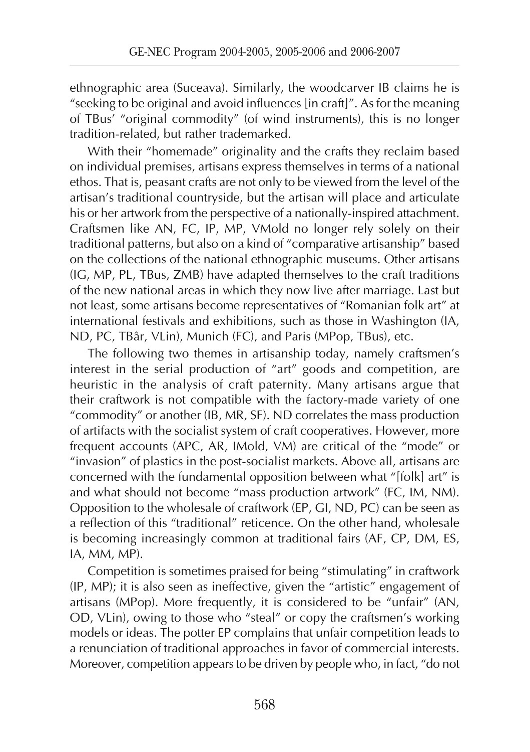ethnographic area (Suceava). Similarly, the woodcarver IB claims he is "seeking to be original and avoid influences [in craft]". As for the meaning of TBus' "original commodity" (of wind instruments), this is no longer tradition-related, but rather trademarked.

With their "homemade" originality and the crafts they reclaim based on individual premises, artisans express themselves in terms of a national ethos. That is, peasant crafts are not only to be viewed from the level of the artisan's traditional countryside, but the artisan will place and articulate his or her artwork from the perspective of a nationally-inspired attachment. Craftsmen like AN, FC, IP, MP, VMold no longer rely solely on their traditional patterns, but also on a kind of "comparative artisanship" based on the collections of the national ethnographic museums. Other artisans (IG, MP, PL, TBus, ZMB) have adapted themselves to the craft traditions of the new national areas in which they now live after marriage. Last but not least, some artisans become representatives of "Romanian folk art" at international festivals and exhibitions, such as those in Washington (IA, ND, PC, TBâr, VLin), Munich (FC), and Paris (MPop, TBus), etc.

The following two themes in artisanship today, namely craftsmen's interest in the serial production of "art" goods and competition, are heuristic in the analysis of craft paternity. Many artisans argue that their craftwork is not compatible with the factory-made variety of one "commodity" or another (IB, MR, SF). ND correlates the mass production of artifacts with the socialist system of craft cooperatives. However, more frequent accounts (APC, AR, IMold, VM) are critical of the "mode" or "invasion" of plastics in the post-socialist markets. Above all, artisans are concerned with the fundamental opposition between what "[folk] art" is and what should not become "mass production artwork" (FC, IM, NM). Opposition to the wholesale of craftwork (EP, GI, ND, PC) can be seen as a reflection of this "traditional" reticence. On the other hand, wholesale is becoming increasingly common at traditional fairs (AF, CP, DM, ES, IA, MM, MP).

Competition is sometimes praised for being "stimulating" in craftwork (IP, MP); it is also seen as ineffective, given the "artistic" engagement of artisans (MPop). More frequently, it is considered to be "unfair" (AN, OD, VLin), owing to those who "steal" or copy the craftsmen's working models or ideas. The potter EP complains that unfair competition leads to a renunciation of traditional approaches in favor of commercial interests. Moreover, competition appears to be driven by people who, in fact, "do not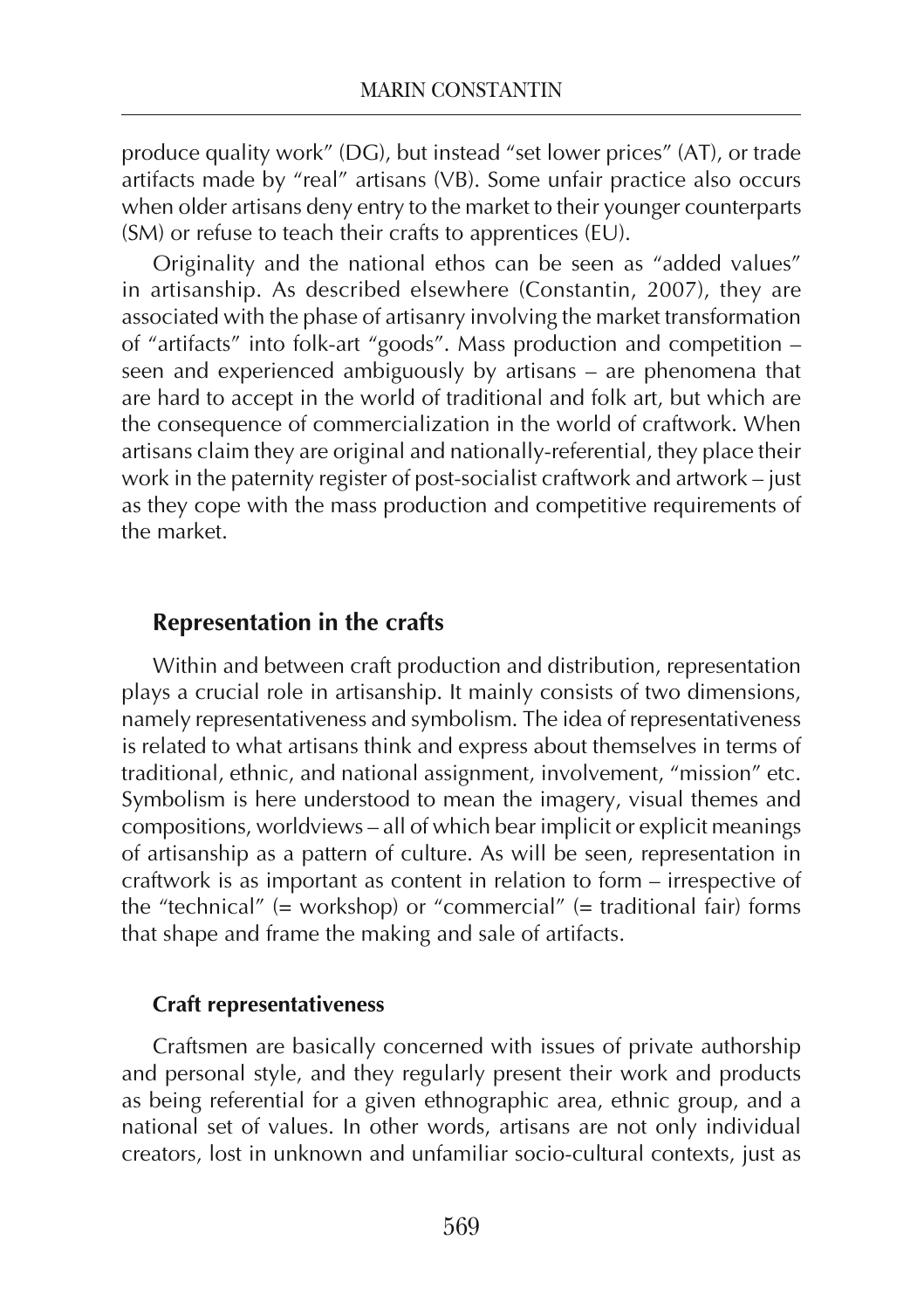produce quality work" (DG), but instead "set lower prices" (AT), or trade artifacts made by "real" artisans (VB). Some unfair practice also occurs when older artisans deny entry to the market to their younger counterparts (SM) or refuse to teach their crafts to apprentices (EU).

Originality and the national ethos can be seen as "added values" in artisanship. As described elsewhere (Constantin, 2007), they are associated with the phase of artisanry involving the market transformation of "artifacts" into folk-art "goods". Mass production and competition – seen and experienced ambiguously by artisans – are phenomena that are hard to accept in the world of traditional and folk art, but which are the consequence of commercialization in the world of craftwork. When artisans claim they are original and nationally-referential, they place their work in the paternity register of post-socialist craftwork and artwork – just as they cope with the mass production and competitive requirements of the market.

## Representation in the crafts

Within and between craft production and distribution, representation plays a crucial role in artisanship. It mainly consists of two dimensions, namely representativeness and symbolism. The idea of representativeness is related to what artisans think and express about themselves in terms of traditional, ethnic, and national assignment, involvement, "mission" etc. Symbolism is here understood to mean the imagery, visual themes and compositions, worldviews – all of which bear implicit or explicit meanings of artisanship as a pattern of culture. As will be seen, representation in craftwork is as important as content in relation to form – irrespective of the "technical" (= workshop) or "commercial" (= traditional fair) forms that shape and frame the making and sale of artifacts.

### Craft representativeness

Craftsmen are basically concerned with issues of private authorship and personal style, and they regularly present their work and products as being referential for a given ethnographic area, ethnic group, and a national set of values. In other words, artisans are not only individual creators, lost in unknown and unfamiliar socio-cultural contexts, just as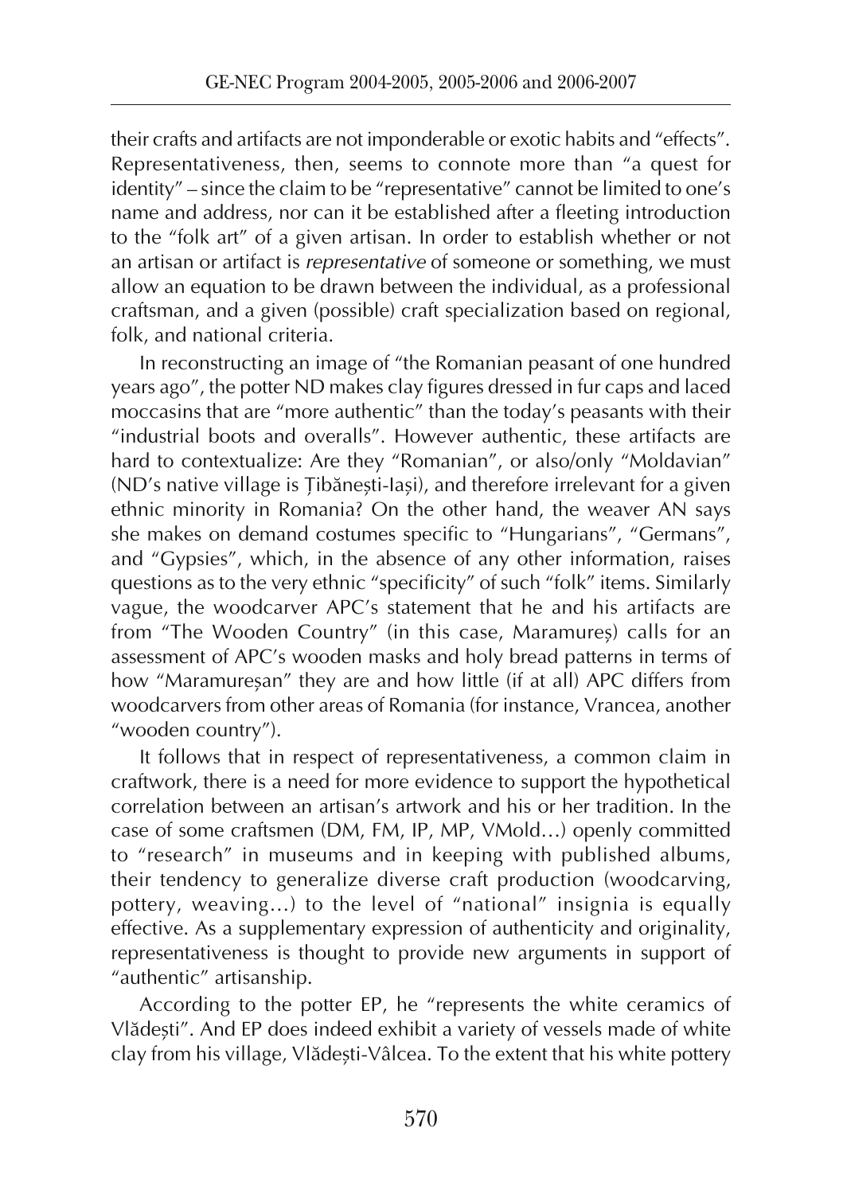their crafts and artifacts are not imponderable or exotic habits and "effects". Representativeness, then, seems to connote more than "a quest for identity" – since the claim to be "representative" cannot be limited to one's name and address, nor can it be established after a fleeting introduction to the "folk art" of a given artisan. In order to establish whether or not an artisan or artifact is *representative* of someone or something, we must allow an equation to be drawn between the individual, as a professional craftsman, and a given (possible) craft specialization based on regional, folk, and national criteria.

In reconstructing an image of "the Romanian peasant of one hundred years ago", the potter ND makes clay figures dressed in fur caps and laced moccasins that are "more authentic" than the today's peasants with their "industrial boots and overalls". However authentic, these artifacts are hard to contextualize: Are they "Romanian", or also/only "Moldavian" (ND's native village is Țibănești-Iași), and therefore irrelevant for a given ethnic minority in Romania? On the other hand, the weaver AN says she makes on demand costumes specific to "Hungarians", "Germans", and "Gypsies", which, in the absence of any other information, raises questions as to the very ethnic "specificity" of such "folk" items. Similarly vague, the woodcarver APC's statement that he and his artifacts are from "The Wooden Country" (in this case, Maramureș) calls for an assessment of APC's wooden masks and holy bread patterns in terms of how "Maramureșan" they are and how little (if at all) APC differs from woodcarvers from other areas of Romania (for instance, Vrancea, another "wooden country").

It follows that in respect of representativeness, a common claim in craftwork, there is a need for more evidence to support the hypothetical correlation between an artisan's artwork and his or her tradition. In the case of some craftsmen (DM, FM, IP, MP, VMold…) openly committed to "research" in museums and in keeping with published albums, their tendency to generalize diverse craft production (woodcarving, pottery, weaving…) to the level of "national" insignia is equally effective. As a supplementary expression of authenticity and originality, representativeness is thought to provide new arguments in support of "authentic" artisanship.

According to the potter EP, he "represents the white ceramics of Vlădești". And EP does indeed exhibit a variety of vessels made of white clay from his village, Vlădești-Vâlcea. To the extent that his white pottery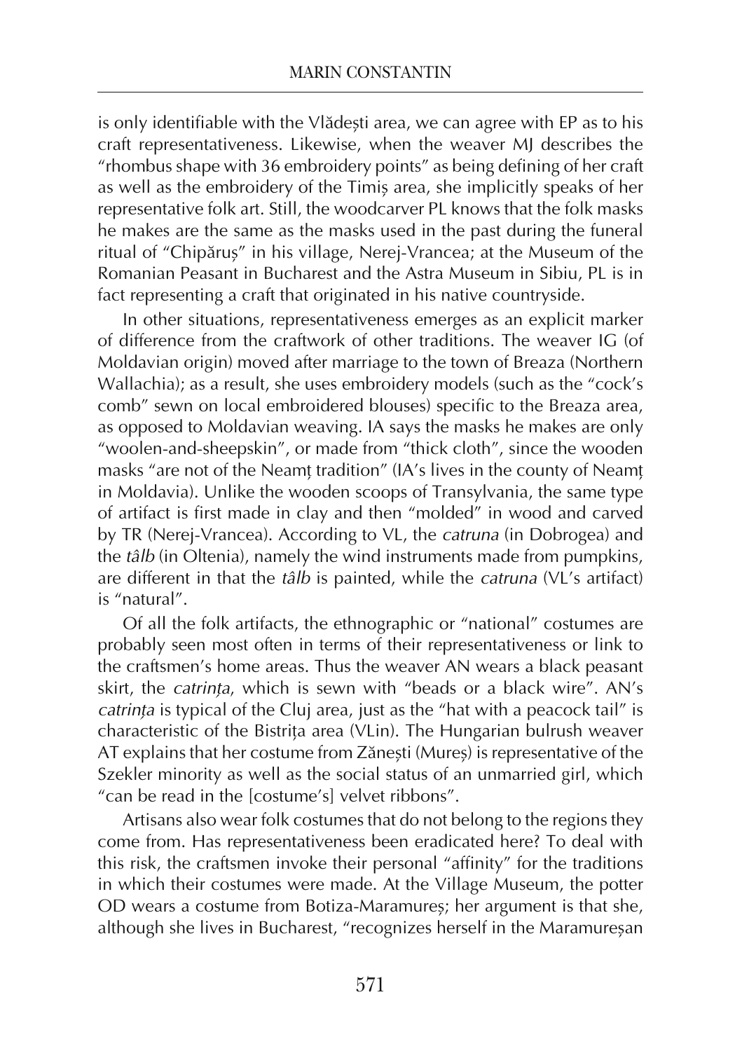is only identifiable with the Vlădești area, we can agree with EP as to his craft representativeness. Likewise, when the weaver MJ describes the "rhombus shape with 36 embroidery points" as being defining of her craft as well as the embroidery of the Timiș area, she implicitly speaks of her representative folk art. Still, the woodcarver PL knows that the folk masks he makes are the same as the masks used in the past during the funeral ritual of "Chipăruș" in his village, Nerej-Vrancea; at the Museum of the Romanian Peasant in Bucharest and the Astra Museum in Sibiu, PL is in fact representing a craft that originated in his native countryside.

In other situations, representativeness emerges as an explicit marker of difference from the craftwork of other traditions. The weaver IG (of Moldavian origin) moved after marriage to the town of Breaza (Northern Wallachia); as a result, she uses embroidery models (such as the "cock's comb" sewn on local embroidered blouses) specific to the Breaza area, as opposed to Moldavian weaving. IA says the masks he makes are only "woolen-and-sheepskin", or made from "thick cloth", since the wooden masks "are not of the Neamț tradition" (IA's lives in the county of Neamț in Moldavia). Unlike the wooden scoops of Transylvania, the same type of artifact is first made in clay and then "molded" in wood and carved by TR (Nerej-Vrancea). According to VL, the *catruna* (in Dobrogea) and the *tâlb* (in Oltenia), namely the wind instruments made from pumpkins, are different in that the *tâlb* is painted, while the *catruna* (VL's artifact) is "natural".

Of all the folk artifacts, the ethnographic or "national" costumes are probably seen most often in terms of their representativeness or link to the craftsmen's home areas. Thus the weaver AN wears a black peasant skirt, the *catrința*, which is sewn with "beads or a black wire". AN's *catrința* is typical of the Cluj area, just as the "hat with a peacock tail" is characteristic of the Bistrița area (VLin). The Hungarian bulrush weaver AT explains that her costume from Zănești (Mureș) is representative of the Szekler minority as well as the social status of an unmarried girl, which "can be read in the [costume's] velvet ribbons".

Artisans also wear folk costumes that do not belong to the regions they come from. Has representativeness been eradicated here? To deal with this risk, the craftsmen invoke their personal "affinity" for the traditions in which their costumes were made. At the Village Museum, the potter OD wears a costume from Botiza-Maramureș; her argument is that she, although she lives in Bucharest, "recognizes herself in the Maramureșan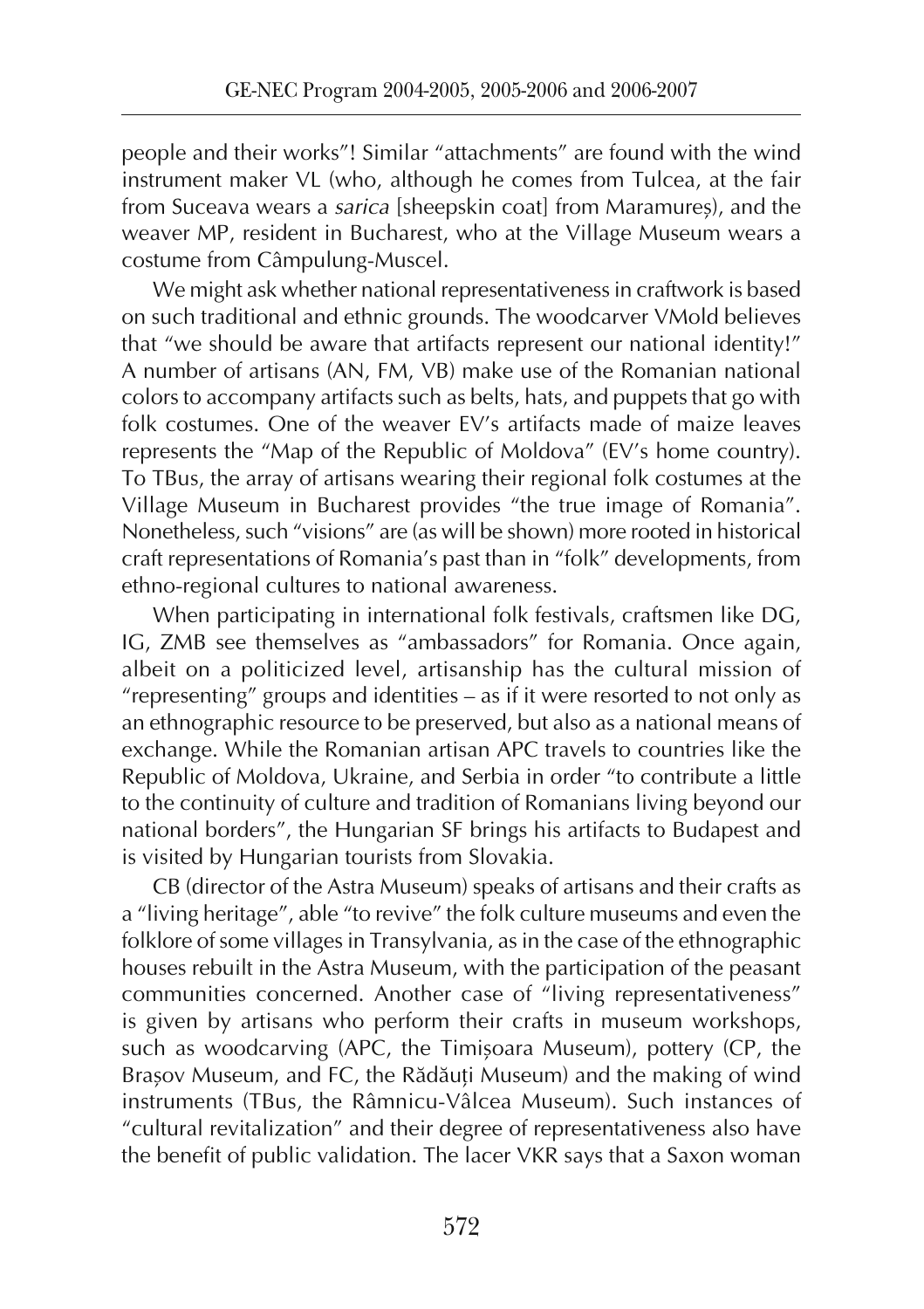people and their works"! Similar "attachments" are found with the wind instrument maker VL (who, although he comes from Tulcea, at the fair from Suceava wears a *sarica* [sheepskin coat] from Maramureș), and the weaver MP, resident in Bucharest, who at the Village Museum wears a costume from Câmpulung-Muscel.

We might ask whether national representativeness in craftwork is based on such traditional and ethnic grounds. The woodcarver VMold believes that "we should be aware that artifacts represent our national identity!" A number of artisans (AN, FM, VB) make use of the Romanian national colors to accompany artifacts such as belts, hats, and puppets that go with folk costumes. One of the weaver EV's artifacts made of maize leaves represents the "Map of the Republic of Moldova" (EV's home country). To TBus, the array of artisans wearing their regional folk costumes at the Village Museum in Bucharest provides "the true image of Romania". Nonetheless, such "visions" are (as will be shown) more rooted in historical craft representations of Romania's past than in "folk" developments, from ethno-regional cultures to national awareness.

When participating in international folk festivals, craftsmen like DG, IG, ZMB see themselves as "ambassadors" for Romania. Once again, albeit on a politicized level, artisanship has the cultural mission of "representing" groups and identities – as if it were resorted to not only as an ethnographic resource to be preserved, but also as a national means of exchange. While the Romanian artisan APC travels to countries like the Republic of Moldova, Ukraine, and Serbia in order "to contribute a little to the continuity of culture and tradition of Romanians living beyond our national borders", the Hungarian SF brings his artifacts to Budapest and is visited by Hungarian tourists from Slovakia.

CB (director of the Astra Museum) speaks of artisans and their crafts as a "living heritage", able "to revive" the folk culture museums and even the folklore of some villages in Transylvania, as in the case of the ethnographic houses rebuilt in the Astra Museum, with the participation of the peasant communities concerned. Another case of "living representativeness" is given by artisans who perform their crafts in museum workshops, such as woodcarving (APC, the Timișoara Museum), pottery (CP, the Brașov Museum, and FC, the Rădăuți Museum) and the making of wind instruments (TBus, the Râmnicu-Vâlcea Museum). Such instances of "cultural revitalization" and their degree of representativeness also have the benefit of public validation. The lacer VKR says that a Saxon woman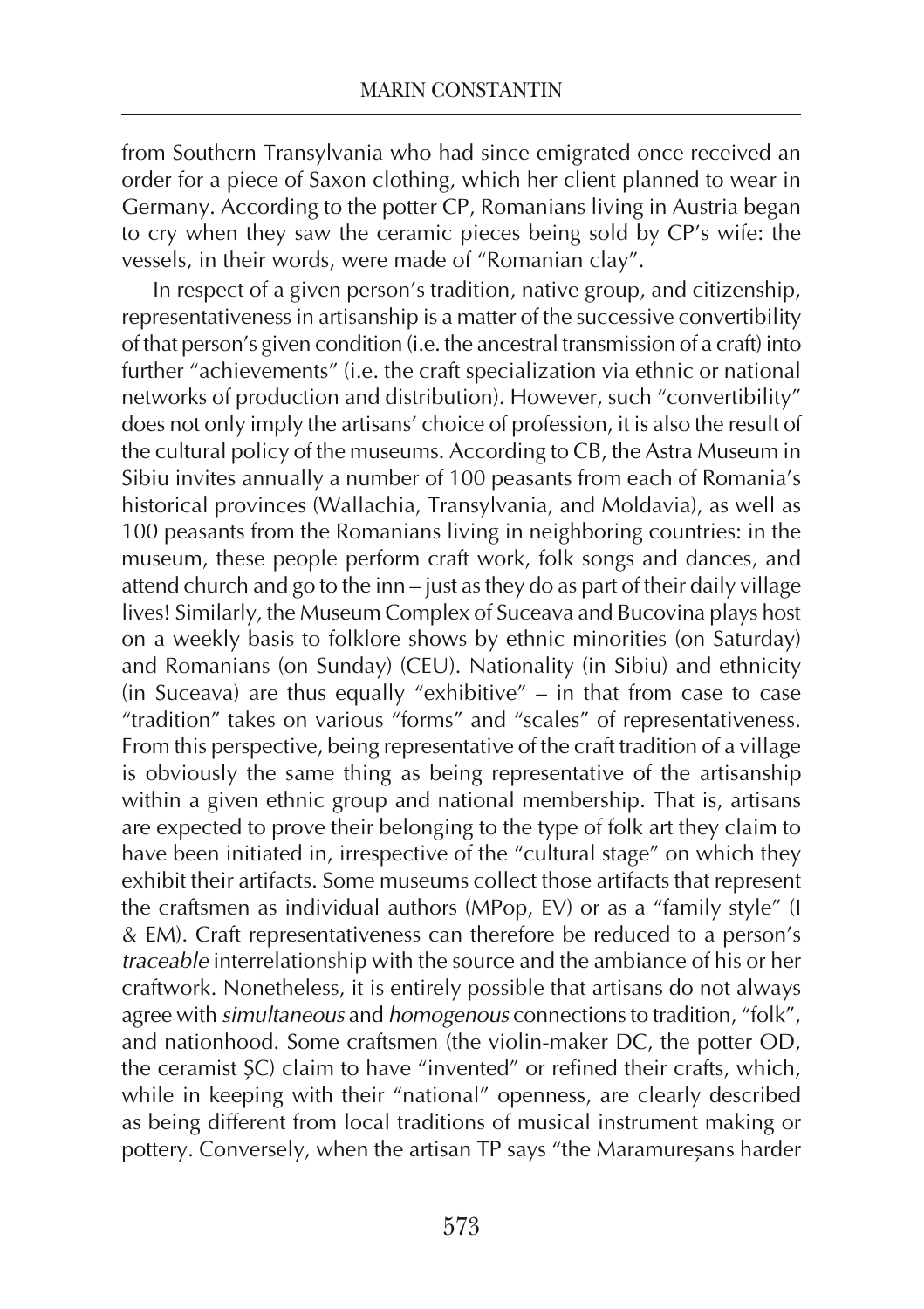from Southern Transylvania who had since emigrated once received an order for a piece of Saxon clothing, which her client planned to wear in Germany. According to the potter CP, Romanians living in Austria began to cry when they saw the ceramic pieces being sold by CP's wife: the vessels, in their words, were made of "Romanian clay".

In respect of a given person's tradition, native group, and citizenship, representativeness in artisanship is a matter of the successive convertibility of that person's given condition (i.e. the ancestral transmission of a craft) into further "achievements" (i.e. the craft specialization via ethnic or national networks of production and distribution). However, such "convertibility" does not only imply the artisans' choice of profession, it is also the result of the cultural policy of the museums. According to CB, the Astra Museum in Sibiu invites annually a number of 100 peasants from each of Romania's historical provinces (Wallachia, Transylvania, and Moldavia), as well as 100 peasants from the Romanians living in neighboring countries: in the museum, these people perform craft work, folk songs and dances, and attend church and go to the inn – just as they do as part of their daily village lives! Similarly, the Museum Complex of Suceava and Bucovina plays host on a weekly basis to folklore shows by ethnic minorities (on Saturday) and Romanians (on Sunday) (CEU). Nationality (in Sibiu) and ethnicity (in Suceava) are thus equally "exhibitive" – in that from case to case "tradition" takes on various "forms" and "scales" of representativeness. From this perspective, being representative of the craft tradition of a village is obviously the same thing as being representative of the artisanship within a given ethnic group and national membership. That is, artisans are expected to prove their belonging to the type of folk art they claim to have been initiated in, irrespective of the "cultural stage" on which they exhibit their artifacts. Some museums collect those artifacts that represent the craftsmen as individual authors (MPop, EV) or as a "family style" (I & EM). Craft representativeness can therefore be reduced to a person's *traceable* interrelationship with the source and the ambiance of his or her craftwork. Nonetheless, it is entirely possible that artisans do not always agree with *simultaneous* and *homogenous* connections to tradition, "folk", and nationhood. Some craftsmen (the violin-maker DC, the potter OD, the ceramist ȘC) claim to have "invented" or refined their crafts, which, while in keeping with their "national" openness, are clearly described as being different from local traditions of musical instrument making or pottery. Conversely, when the artisan TP says "the Maramureșans harder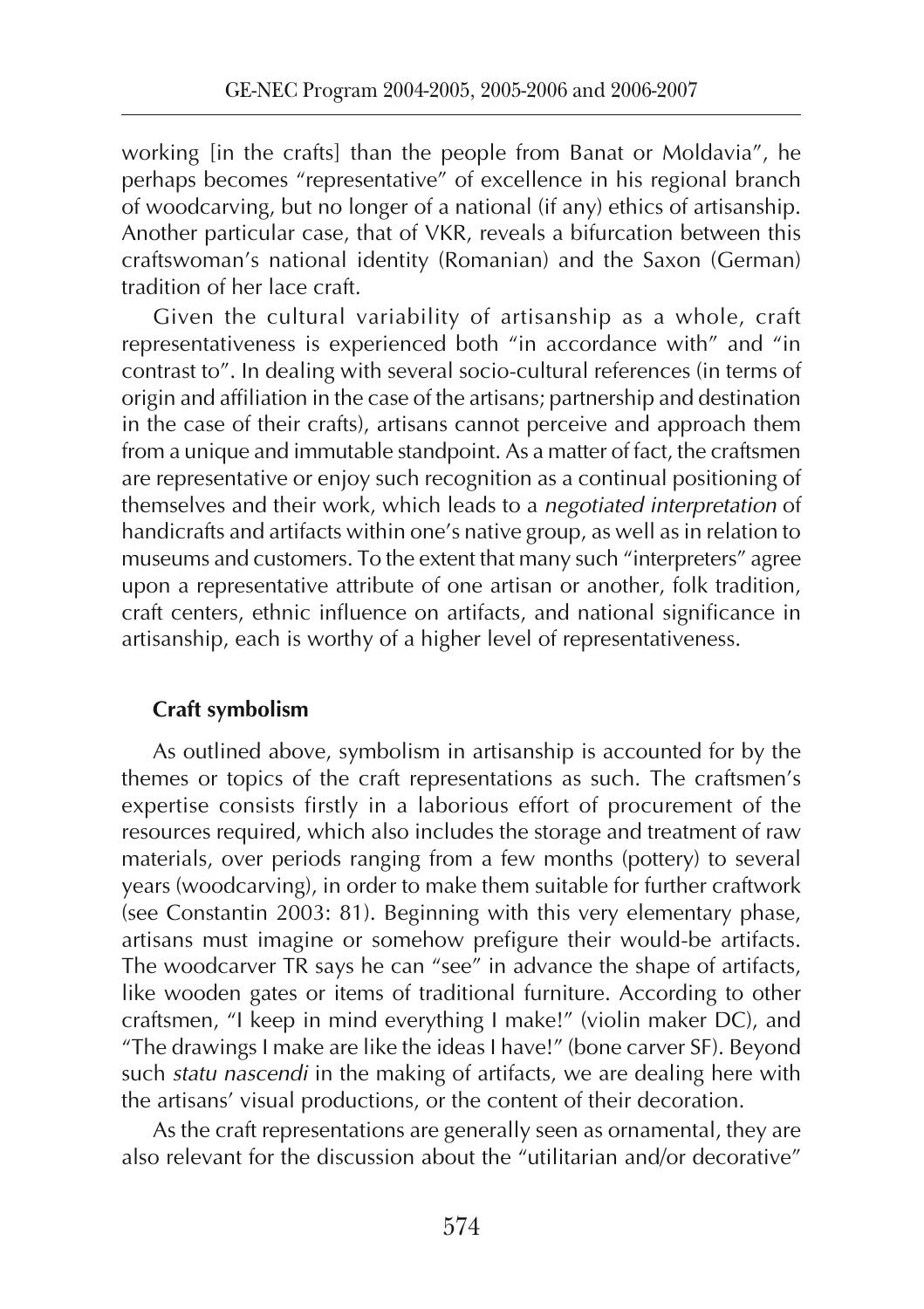working [in the crafts] than the people from Banat or Moldavia", he perhaps becomes "representative" of excellence in his regional branch of woodcarving, but no longer of a national (if any) ethics of artisanship. Another particular case, that of VKR, reveals a bifurcation between this craftswoman's national identity (Romanian) and the Saxon (German) tradition of her lace craft.

Given the cultural variability of artisanship as a whole, craft representativeness is experienced both "in accordance with" and "in contrast to". In dealing with several socio-cultural references (in terms of origin and affiliation in the case of the artisans; partnership and destination in the case of their crafts), artisans cannot perceive and approach them from a unique and immutable standpoint. As a matter of fact, the craftsmen are representative or enjoy such recognition as a continual positioning of themselves and their work, which leads to a *negotiated interpretation* of handicrafts and artifacts within one's native group, as well as in relation to museums and customers. To the extent that many such "interpreters" agree upon a representative attribute of one artisan or another, folk tradition, craft centers, ethnic influence on artifacts, and national significance in artisanship, each is worthy of a higher level of representativeness.

## Craft symbolism

As outlined above, symbolism in artisanship is accounted for by the themes or topics of the craft representations as such. The craftsmen's expertise consists firstly in a laborious effort of procurement of the resources required, which also includes the storage and treatment of raw materials, over periods ranging from a few months (pottery) to several years (woodcarving), in order to make them suitable for further craftwork (see Constantin 2003: 81). Beginning with this very elementary phase, artisans must imagine or somehow prefigure their would-be artifacts. The woodcarver TR says he can "see" in advance the shape of artifacts, like wooden gates or items of traditional furniture. According to other craftsmen, "I keep in mind everything I make!" (violin maker DC), and "The drawings I make are like the ideas I have!" (bone carver SF). Beyond such *statu nascendi* in the making of artifacts, we are dealing here with the artisans' visual productions, or the content of their decoration.

As the craft representations are generally seen as ornamental, they are also relevant for the discussion about the "utilitarian and/or decorative"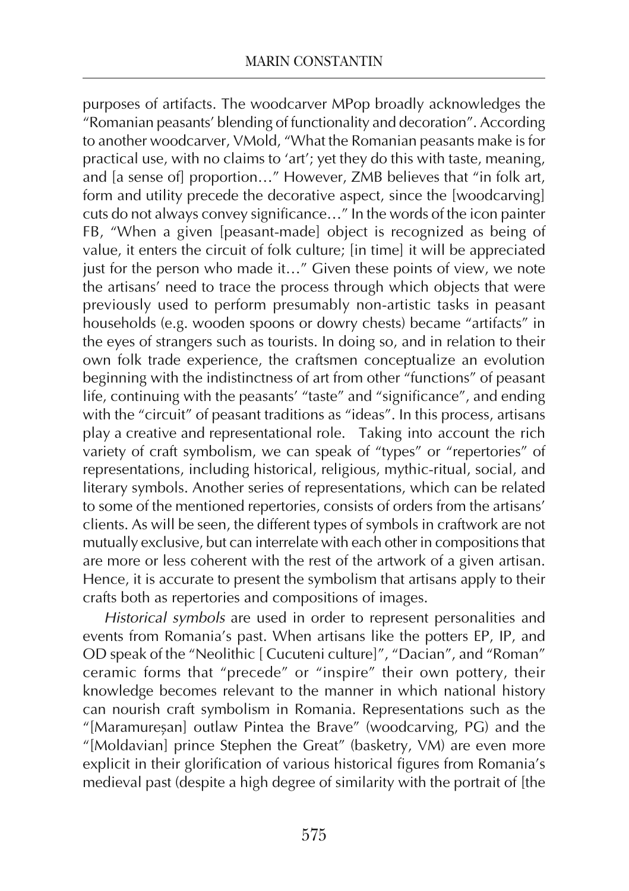purposes of artifacts. The woodcarver MPop broadly acknowledges the "Romanian peasants' blending of functionality and decoration". According to another woodcarver, VMold, "What the Romanian peasants make is for practical use, with no claims to 'art'; yet they do this with taste, meaning, and [a sense of] proportion…" However, ZMB believes that "in folk art, form and utility precede the decorative aspect, since the [woodcarving] cuts do not always convey significance…" In the words of the icon painter FB, "When a given [peasant-made] object is recognized as being of value, it enters the circuit of folk culture; [in time] it will be appreciated just for the person who made it…" Given these points of view, we note the artisans' need to trace the process through which objects that were previously used to perform presumably non-artistic tasks in peasant households (e.g. wooden spoons or dowry chests) became "artifacts" in the eyes of strangers such as tourists. In doing so, and in relation to their own folk trade experience, the craftsmen conceptualize an evolution beginning with the indistinctness of art from other "functions" of peasant life, continuing with the peasants' "taste" and "significance", and ending with the "circuit" of peasant traditions as "ideas". In this process, artisans play a creative and representational role. Taking into account the rich variety of craft symbolism, we can speak of "types" or "repertories" of representations, including historical, religious, mythic-ritual, social, and literary symbols. Another series of representations, which can be related to some of the mentioned repertories, consists of orders from the artisans' clients. As will be seen, the different types of symbols in craftwork are not mutually exclusive, but can interrelate with each other in compositions that are more or less coherent with the rest of the artwork of a given artisan. Hence, it is accurate to present the symbolism that artisans apply to their crafts both as repertories and compositions of images.

*Historical symbols* are used in order to represent personalities and events from Romania's past. When artisans like the potters EP, IP, and OD speak of the "Neolithic [ Cucuteni culture]", "Dacian", and "Roman" ceramic forms that "precede" or "inspire" their own pottery, their knowledge becomes relevant to the manner in which national history can nourish craft symbolism in Romania. Representations such as the "[Maramureșan] outlaw Pintea the Brave" (woodcarving, PG) and the "[Moldavian] prince Stephen the Great" (basketry, VM) are even more explicit in their glorification of various historical figures from Romania's medieval past (despite a high degree of similarity with the portrait of [the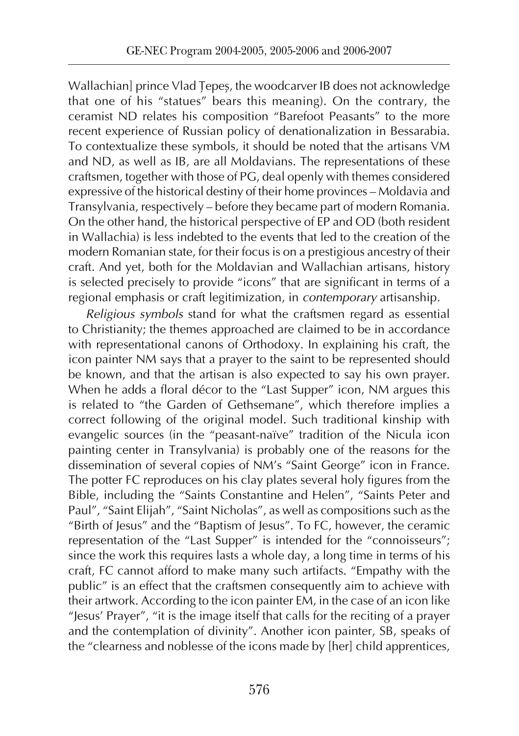Wallachian] prince Vlad Țepeș, the woodcarver IB does not acknowledge that one of his "statues" bears this meaning). On the contrary, the ceramist ND relates his composition "Barefoot Peasants" to the more recent experience of Russian policy of denationalization in Bessarabia. To contextualize these symbols, it should be noted that the artisans VM and ND, as well as IB, are all Moldavians. The representations of these craftsmen, together with those of PG, deal openly with themes considered expressive of the historical destiny of their home provinces – Moldavia and Transylvania, respectively – before they became part of modern Romania. On the other hand, the historical perspective of EP and OD (both resident in Wallachia) is less indebted to the events that led to the creation of the modern Romanian state, for their focus is on a prestigious ancestry of their craft. And yet, both for the Moldavian and Wallachian artisans, history is selected precisely to provide "icons" that are significant in terms of a regional emphasis or craft legitimization, in *contemporary* artisanship.

*Religious symbols* stand for what the craftsmen regard as essential to Christianity; the themes approached are claimed to be in accordance with representational canons of Orthodoxy. In explaining his craft, the icon painter NM says that a prayer to the saint to be represented should be known, and that the artisan is also expected to say his own prayer. When he adds a floral décor to the "Last Supper" icon, NM argues this is related to "the Garden of Gethsemane", which therefore implies a correct following of the original model. Such traditional kinship with evangelic sources (in the "peasant-naïve" tradition of the Nicula icon painting center in Transylvania) is probably one of the reasons for the dissemination of several copies of NM's "Saint George" icon in France. The potter FC reproduces on his clay plates several holy figures from the Bible, including the "Saints Constantine and Helen", "Saints Peter and Paul", "Saint Elijah", "Saint Nicholas", as well as compositions such as the "Birth of Jesus" and the "Baptism of Jesus". To FC, however, the ceramic representation of the "Last Supper" is intended for the "connoisseurs"; since the work this requires lasts a whole day, a long time in terms of his craft, FC cannot afford to make many such artifacts. "Empathy with the public" is an effect that the craftsmen consequently aim to achieve with their artwork. According to the icon painter EM, in the case of an icon like "Jesus' Prayer", "it is the image itself that calls for the reciting of a prayer and the contemplation of divinity". Another icon painter, SB, speaks of the "clearness and noblesse of the icons made by [her] child apprentices,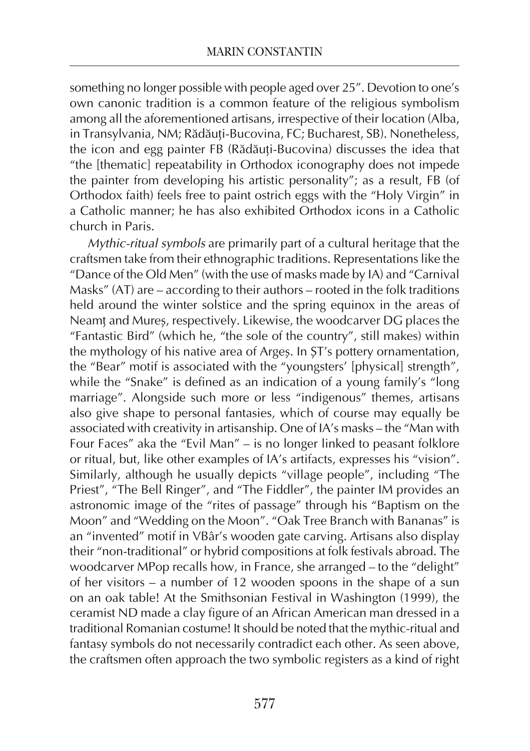something no longer possible with people aged over 25". Devotion to one's own canonic tradition is a common feature of the religious symbolism among all the aforementioned artisans, irrespective of their location (Alba, in Transylvania, NM; Rădăuți-Bucovina, FC; Bucharest, SB). Nonetheless, the icon and egg painter FB (Rădăuți-Bucovina) discusses the idea that "the [thematic] repeatability in Orthodox iconography does not impede the painter from developing his artistic personality"; as a result, FB (of Orthodox faith) feels free to paint ostrich eggs with the "Holy Virgin" in a Catholic manner; he has also exhibited Orthodox icons in a Catholic church in Paris.

*Mythic-ritual symbols* are primarily part of a cultural heritage that the craftsmen take from their ethnographic traditions. Representations like the "Dance of the Old Men" (with the use of masks made by IA) and "Carnival Masks" (AT) are – according to their authors – rooted in the folk traditions held around the winter solstice and the spring equinox in the areas of Neamț and Mureș, respectively. Likewise, the woodcarver DG places the "Fantastic Bird" (which he, "the sole of the country", still makes) within the mythology of his native area of Argeș. In ȘT's pottery ornamentation, the "Bear" motif is associated with the "youngsters' [physical] strength", while the "Snake" is defined as an indication of a young family's "long marriage". Alongside such more or less "indigenous" themes, artisans also give shape to personal fantasies, which of course may equally be associated with creativity in artisanship. One of IA's masks – the "Man with Four Faces" aka the "Evil Man" – is no longer linked to peasant folklore or ritual, but, like other examples of IA's artifacts, expresses his "vision". Similarly, although he usually depicts "village people", including "The Priest", "The Bell Ringer", and "The Fiddler", the painter IM provides an astronomic image of the "rites of passage" through his "Baptism on the Moon" and "Wedding on the Moon". "Oak Tree Branch with Bananas" is an "invented" motif in VBâr's wooden gate carving. Artisans also display their "non-traditional" or hybrid compositions at folk festivals abroad. The woodcarver MPop recalls how, in France, she arranged – to the "delight" of her visitors – a number of 12 wooden spoons in the shape of a sun on an oak table! At the Smithsonian Festival in Washington (1999), the ceramist ND made a clay figure of an African American man dressed in a traditional Romanian costume! It should be noted that the mythic-ritual and fantasy symbols do not necessarily contradict each other. As seen above, the craftsmen often approach the two symbolic registers as a kind of right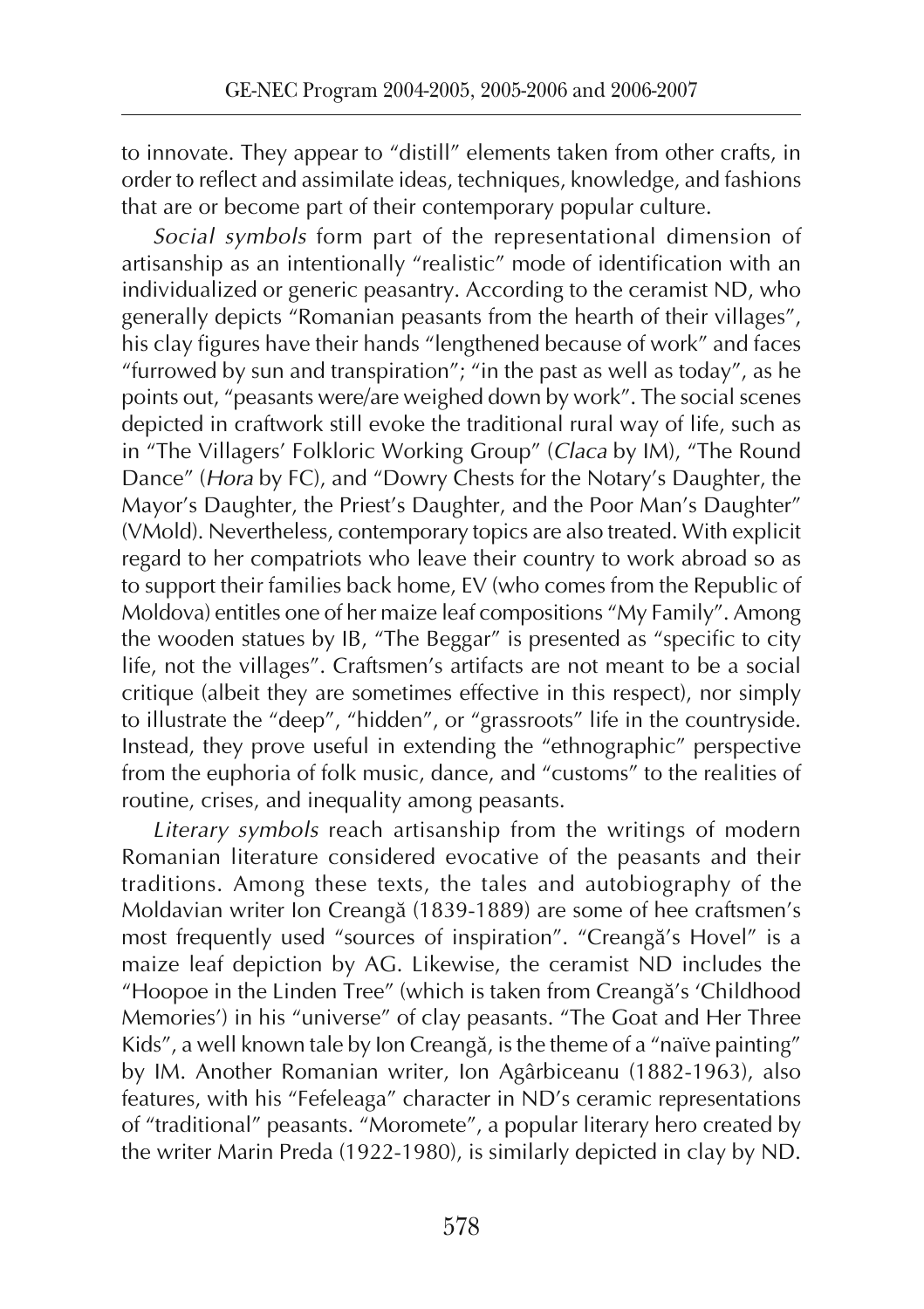to innovate. They appear to "distill" elements taken from other crafts, in order to reflect and assimilate ideas, techniques, knowledge, and fashions that are or become part of their contemporary popular culture.

*Social symbols* form part of the representational dimension of artisanship as an intentionally "realistic" mode of identification with an individualized or generic peasantry. According to the ceramist ND, who generally depicts "Romanian peasants from the hearth of their villages", his clay figures have their hands "lengthened because of work" and faces "furrowed by sun and transpiration"; "in the past as well as today", as he points out, "peasants were/are weighed down by work". The social scenes depicted in craftwork still evoke the traditional rural way of life, such as in "The Villagers' Folkloric Working Group" (*Claca* by IM), "The Round Dance" (*Hora* by FC), and "Dowry Chests for the Notary's Daughter, the Mayor's Daughter, the Priest's Daughter, and the Poor Man's Daughter" (VMold). Nevertheless, contemporary topics are also treated. With explicit regard to her compatriots who leave their country to work abroad so as to support their families back home, EV (who comes from the Republic of Moldova) entitles one of her maize leaf compositions "My Family". Among the wooden statues by IB, "The Beggar" is presented as "specific to city life, not the villages". Craftsmen's artifacts are not meant to be a social critique (albeit they are sometimes effective in this respect), nor simply to illustrate the "deep", "hidden", or "grassroots" life in the countryside. Instead, they prove useful in extending the "ethnographic" perspective from the euphoria of folk music, dance, and "customs" to the realities of routine, crises, and inequality among peasants.

*Literary symbols* reach artisanship from the writings of modern Romanian literature considered evocative of the peasants and their traditions. Among these texts, the tales and autobiography of the Moldavian writer Ion Creangă (1839-1889) are some of hee craftsmen's most frequently used "sources of inspiration". "Creangă's Hovel" is a maize leaf depiction by AG. Likewise, the ceramist ND includes the "Hoopoe in the Linden Tree" (which is taken from Creangă's 'Childhood Memories') in his "universe" of clay peasants. "The Goat and Her Three Kids", a well known tale by Ion Creangă, is the theme of a "naïve painting" by IM. Another Romanian writer, Ion Agârbiceanu (1882-1963), also features, with his "Fefeleaga" character in ND's ceramic representations of "traditional" peasants. "Moromete", a popular literary hero created by the writer Marin Preda (1922-1980), is similarly depicted in clay by ND.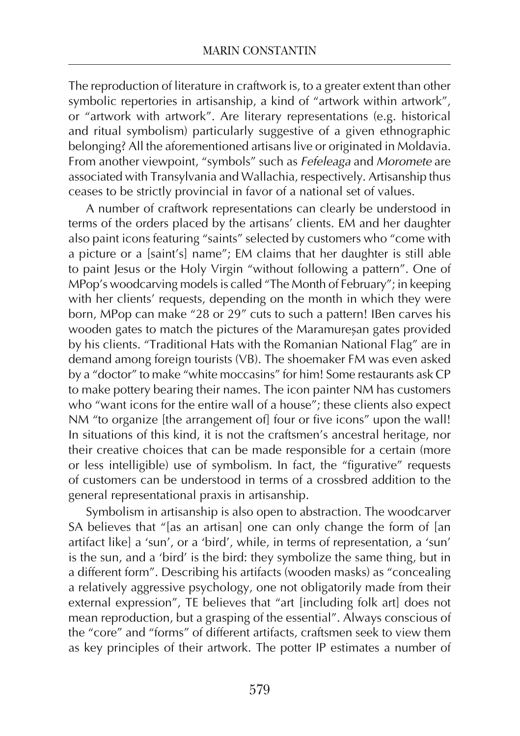The reproduction of literature in craftwork is, to a greater extent than other symbolic repertories in artisanship, a kind of "artwork within artwork", or "artwork with artwork". Are literary representations (e.g. historical and ritual symbolism) particularly suggestive of a given ethnographic belonging? All the aforementioned artisans live or originated in Moldavia. From another viewpoint, "symbols" such as *Fefeleaga* and *Moromete* are associated with Transylvania and Wallachia, respectively. Artisanship thus ceases to be strictly provincial in favor of a national set of values.

A number of craftwork representations can clearly be understood in terms of the orders placed by the artisans' clients. EM and her daughter also paint icons featuring "saints" selected by customers who "come with a picture or a [saint's] name"; EM claims that her daughter is still able to paint Jesus or the Holy Virgin "without following a pattern". One of MPop's woodcarving models is called "The Month of February"; in keeping with her clients' requests, depending on the month in which they were born, MPop can make "28 or 29" cuts to such a pattern! IBen carves his wooden gates to match the pictures of the Maramureșan gates provided by his clients. "Traditional Hats with the Romanian National Flag" are in demand among foreign tourists (VB). The shoemaker FM was even asked by a "doctor" to make "white moccasins" for him! Some restaurants ask CP to make pottery bearing their names. The icon painter NM has customers who "want icons for the entire wall of a house"; these clients also expect NM "to organize [the arrangement of] four or five icons" upon the wall! In situations of this kind, it is not the craftsmen's ancestral heritage, nor their creative choices that can be made responsible for a certain (more or less intelligible) use of symbolism. In fact, the "figurative" requests of customers can be understood in terms of a crossbred addition to the general representational praxis in artisanship.

Symbolism in artisanship is also open to abstraction. The woodcarver SA believes that "[as an artisan] one can only change the form of [an artifact like] a 'sun', or a 'bird', while, in terms of representation, a 'sun' is the sun, and a 'bird' is the bird: they symbolize the same thing, but in a different form". Describing his artifacts (wooden masks) as "concealing a relatively aggressive psychology, one not obligatorily made from their external expression", TE believes that "art [including folk art] does not mean reproduction, but a grasping of the essential". Always conscious of the "core" and "forms" of different artifacts, craftsmen seek to view them as key principles of their artwork. The potter IP estimates a number of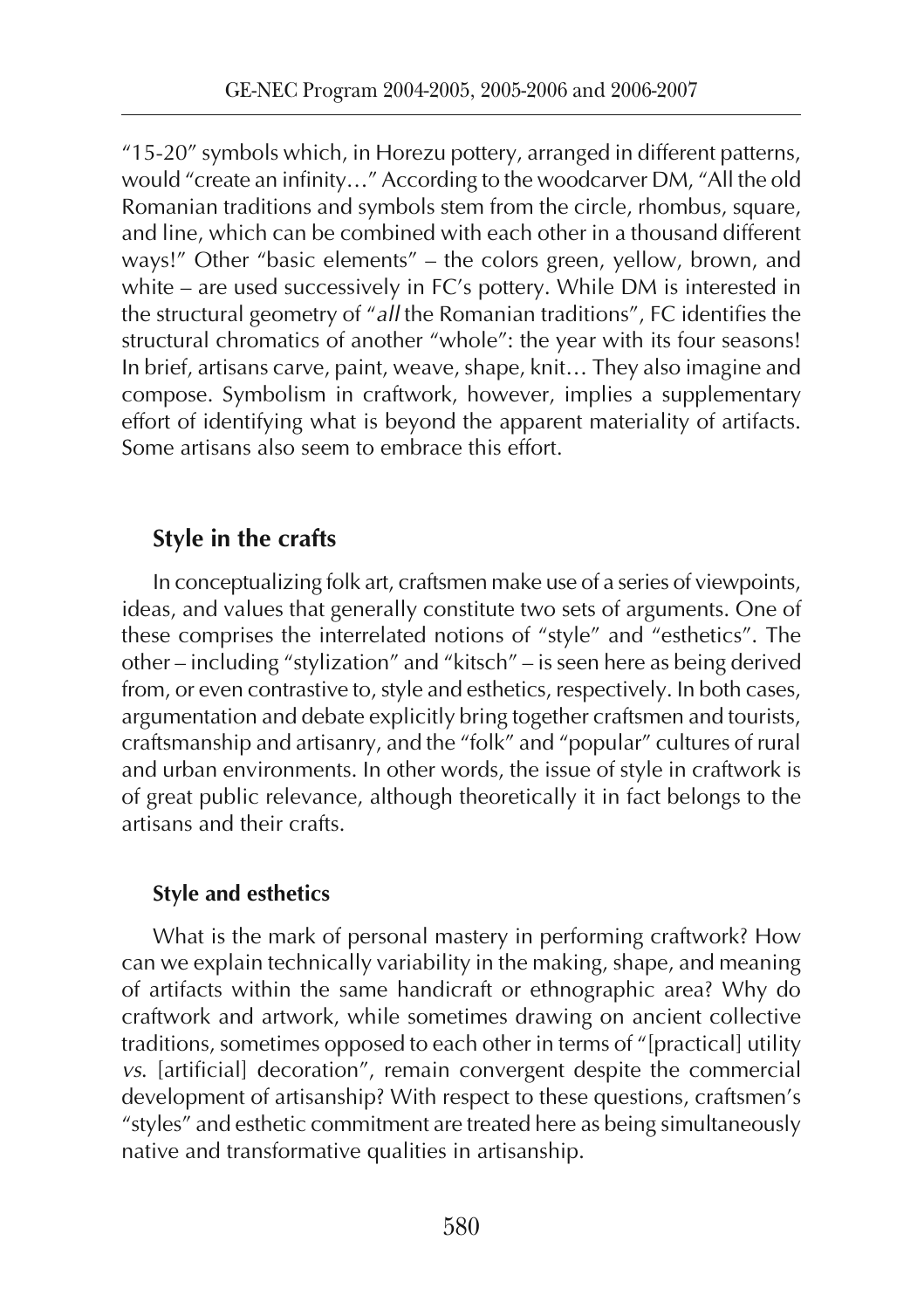"15-20" symbols which, in Horezu pottery, arranged in different patterns, would "create an infinity…" According to the woodcarver DM, "All the old Romanian traditions and symbols stem from the circle, rhombus, square, and line, which can be combined with each other in a thousand different ways!" Other "basic elements" – the colors green, yellow, brown, and white – are used successively in FC's pottery. While DM is interested in the structural geometry of "*all* the Romanian traditions", FC identifies the structural chromatics of another "whole": the year with its four seasons! In brief, artisans carve, paint, weave, shape, knit… They also imagine and compose. Symbolism in craftwork, however, implies a supplementary effort of identifying what is beyond the apparent materiality of artifacts. Some artisans also seem to embrace this effort.

## Style in the crafts

In conceptualizing folk art, craftsmen make use of a series of viewpoints, ideas, and values that generally constitute two sets of arguments. One of these comprises the interrelated notions of "style" and "esthetics". The other – including "stylization" and "kitsch" – is seen here as being derived from, or even contrastive to, style and esthetics, respectively. In both cases, argumentation and debate explicitly bring together craftsmen and tourists, craftsmanship and artisanry, and the "folk" and "popular" cultures of rural and urban environments. In other words, the issue of style in craftwork is of great public relevance, although theoretically it in fact belongs to the artisans and their crafts.

### Style and esthetics

What is the mark of personal mastery in performing craftwork? How can we explain technically variability in the making, shape, and meaning of artifacts within the same handicraft or ethnographic area? Why do craftwork and artwork, while sometimes drawing on ancient collective traditions, sometimes opposed to each other in terms of "[practical] utility *vs.* [artificial] decoration", remain convergent despite the commercial development of artisanship? With respect to these questions, craftsmen's "styles" and esthetic commitment are treated here as being simultaneously native and transformative qualities in artisanship.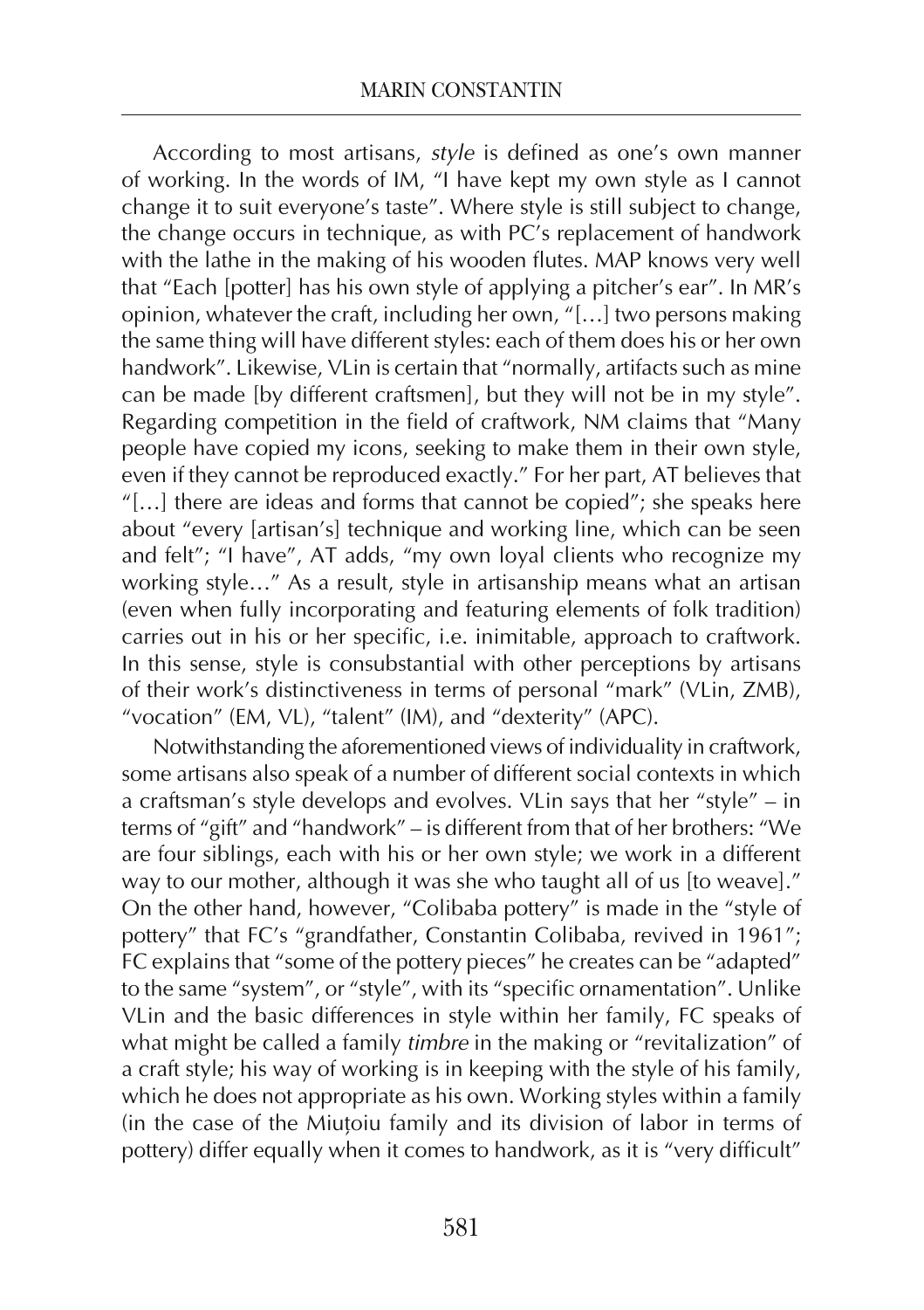According to most artisans, *style* is defined as one's own manner of working. In the words of IM, "I have kept my own style as I cannot change it to suit everyone's taste". Where style is still subject to change, the change occurs in technique, as with PC's replacement of handwork with the lathe in the making of his wooden flutes. MAP knows very well that "Each [potter] has his own style of applying a pitcher's ear". In MR's opinion, whatever the craft, including her own, "[…] two persons making the same thing will have different styles: each of them does his or her own handwork". Likewise, VLin is certain that "normally, artifacts such as mine can be made [by different craftsmen], but they will not be in my style". Regarding competition in the field of craftwork, NM claims that "Many people have copied my icons, seeking to make them in their own style, even if they cannot be reproduced exactly." For her part, AT believes that "[…] there are ideas and forms that cannot be copied"; she speaks here about "every [artisan's] technique and working line, which can be seen and felt"; "I have", AT adds, "my own loyal clients who recognize my working style…" As a result, style in artisanship means what an artisan (even when fully incorporating and featuring elements of folk tradition) carries out in his or her specific, i.e. inimitable, approach to craftwork. In this sense, style is consubstantial with other perceptions by artisans of their work's distinctiveness in terms of personal "mark" (VLin, ZMB), "vocation" (EM, VL), "talent" (IM), and "dexterity" (APC).

Notwithstanding the aforementioned views of individuality in craftwork, some artisans also speak of a number of different social contexts in which a craftsman's style develops and evolves. VLin says that her "style" – in terms of "gift" and "handwork" – is different from that of her brothers: "We are four siblings, each with his or her own style; we work in a different way to our mother, although it was she who taught all of us [to weave]." On the other hand, however, "Colibaba pottery" is made in the "style of pottery" that FC's "grandfather, Constantin Colibaba, revived in 1961"; FC explains that "some of the pottery pieces" he creates can be "adapted" to the same "system", or "style", with its "specific ornamentation". Unlike VLin and the basic differences in style within her family, FC speaks of what might be called a family *timbre* in the making or "revitalization" of a craft style; his way of working is in keeping with the style of his family, which he does not appropriate as his own. Working styles within a family (in the case of the Miuțoiu family and its division of labor in terms of pottery) differ equally when it comes to handwork, as it is "very difficult"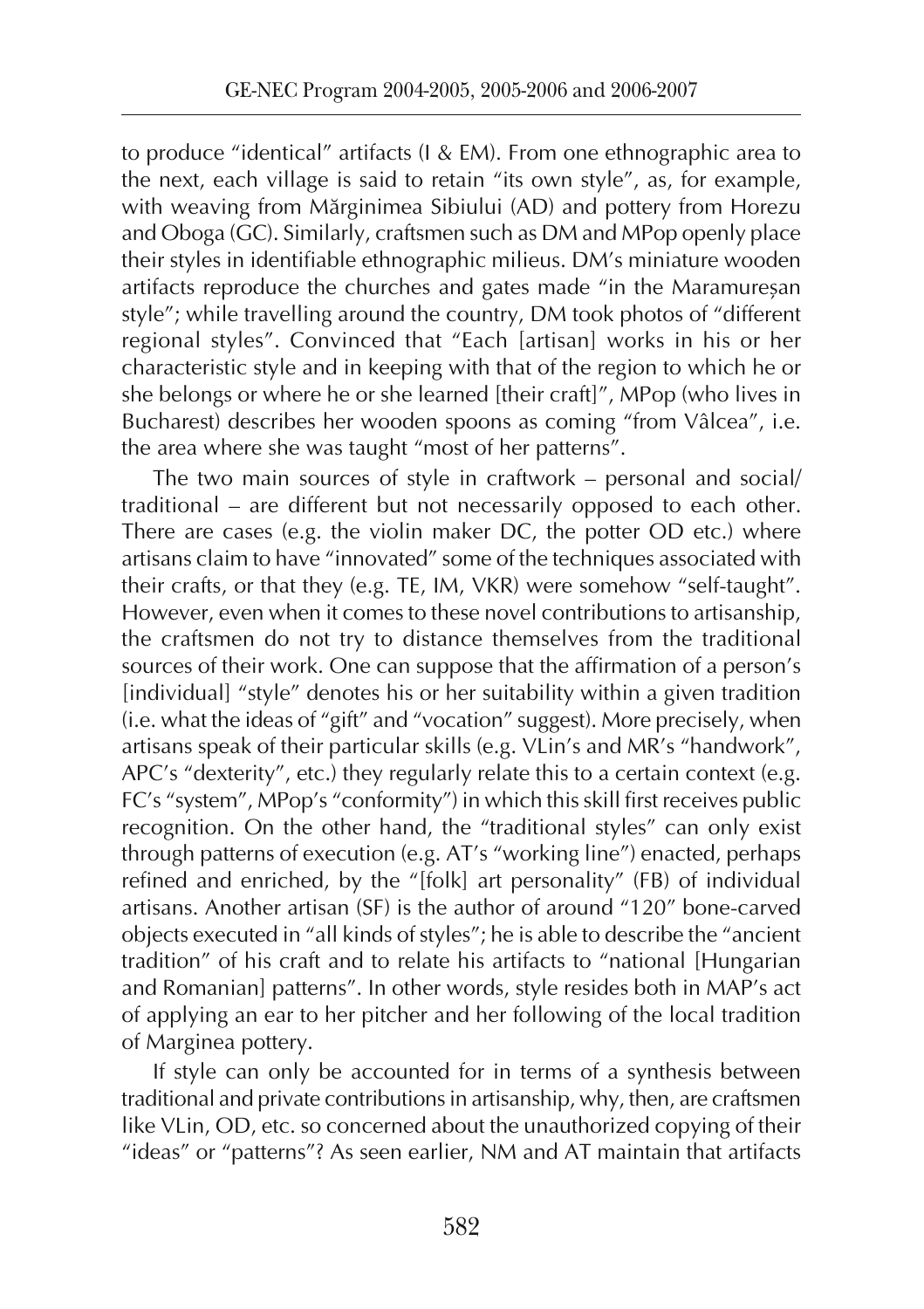to produce "identical" artifacts (I & EM). From one ethnographic area to the next, each village is said to retain "its own style", as, for example, with weaving from Mărginimea Sibiului (AD) and pottery from Horezu and Oboga (GC). Similarly, craftsmen such as DM and MPop openly place their styles in identifiable ethnographic milieus. DM's miniature wooden artifacts reproduce the churches and gates made "in the Maramureșan style"; while travelling around the country, DM took photos of "different regional styles". Convinced that "Each [artisan] works in his or her characteristic style and in keeping with that of the region to which he or she belongs or where he or she learned [their craft]", MPop (who lives in Bucharest) describes her wooden spoons as coming "from Vâlcea", i.e. the area where she was taught "most of her patterns".

The two main sources of style in craftwork – personal and social/traditional – are different but not necessarily opposed to each other. There are cases (e.g. the violin maker DC, the potter OD etc.) where artisans claim to have "innovated" some of the techniques associated with their crafts, or that they (e.g. TE, IM, VKR) were somehow "self-taught". However, even when it comes to these novel contributions to artisanship, the craftsmen do not try to distance themselves from the traditional sources of their work. One can suppose that the affirmation of a person's [individual] "style" denotes his or her suitability within a given tradition (i.e. what the ideas of "gift" and "vocation" suggest). More precisely, when artisans speak of their particular skills (e.g. VLin's and MR's "handwork", APC's "dexterity", etc.) they regularly relate this to a certain context (e.g. FC's "system", MPop's "conformity") in which this skill first receives public recognition. On the other hand, the "traditional styles" can only exist through patterns of execution (e.g. AT's "working line") enacted, perhaps refined and enriched, by the "[folk] art personality" (FB) of individual artisans. Another artisan (SF) is the author of around "120" bone-carved objects executed in "all kinds of styles"; he is able to describe the "ancient tradition" of his craft and to relate his artifacts to "national [Hungarian and Romanian] patterns". In other words, style resides both in MAP's act of applying an ear to her pitcher and her following of the local tradition of Marginea pottery.

If style can only be accounted for in terms of a synthesis between traditional and private contributions in artisanship, why, then, are craftsmen like VLin, OD, etc. so concerned about the unauthorized copying of their "ideas" or "patterns"? As seen earlier, NM and AT maintain that artifacts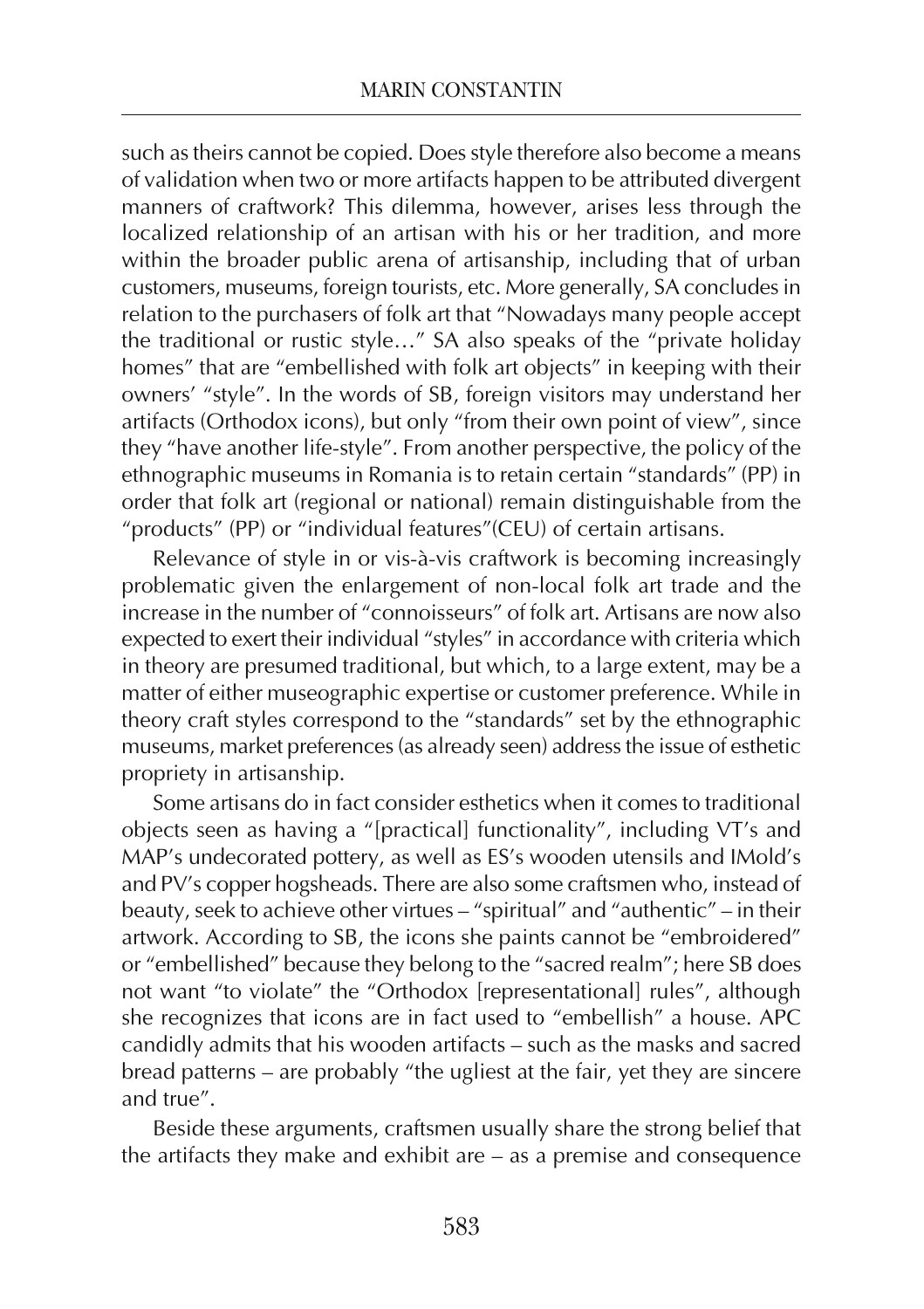such as theirs cannot be copied. Does style therefore also become a means of validation when two or more artifacts happen to be attributed divergent manners of craftwork? This dilemma, however, arises less through the localized relationship of an artisan with his or her tradition, and more within the broader public arena of artisanship, including that of urban customers, museums, foreign tourists, etc. More generally, SA concludes in relation to the purchasers of folk art that "Nowadays many people accept the traditional or rustic style…" SA also speaks of the "private holiday homes" that are "embellished with folk art objects" in keeping with their owners' "style". In the words of SB, foreign visitors may understand her artifacts (Orthodox icons), but only "from their own point of view", since they "have another life-style". From another perspective, the policy of the ethnographic museums in Romania is to retain certain "standards" (PP) in order that folk art (regional or national) remain distinguishable from the "products" (PP) or "individual features"(CEU) of certain artisans.

Relevance of style in or vis-à-vis craftwork is becoming increasingly problematic given the enlargement of non-local folk art trade and the increase in the number of "connoisseurs" of folk art. Artisans are now also expected to exert their individual "styles" in accordance with criteria which in theory are presumed traditional, but which, to a large extent, may be a matter of either museographic expertise or customer preference. While in theory craft styles correspond to the "standards" set by the ethnographic museums, market preferences (as already seen) address the issue of esthetic propriety in artisanship.

Some artisans do in fact consider esthetics when it comes to traditional objects seen as having a "[practical] functionality", including VT's and MAP's undecorated pottery, as well as ES's wooden utensils and IMold's and PV's copper hogsheads. There are also some craftsmen who, instead of beauty, seek to achieve other virtues – "spiritual" and "authentic" – in their artwork. According to SB, the icons she paints cannot be "embroidered" or "embellished" because they belong to the "sacred realm"; here SB does not want "to violate" the "Orthodox [representational] rules", although she recognizes that icons are in fact used to "embellish" a house. APC candidly admits that his wooden artifacts – such as the masks and sacred bread patterns – are probably "the ugliest at the fair, yet they are sincere and true".

Beside these arguments, craftsmen usually share the strong belief that the artifacts they make and exhibit are – as a premise and consequence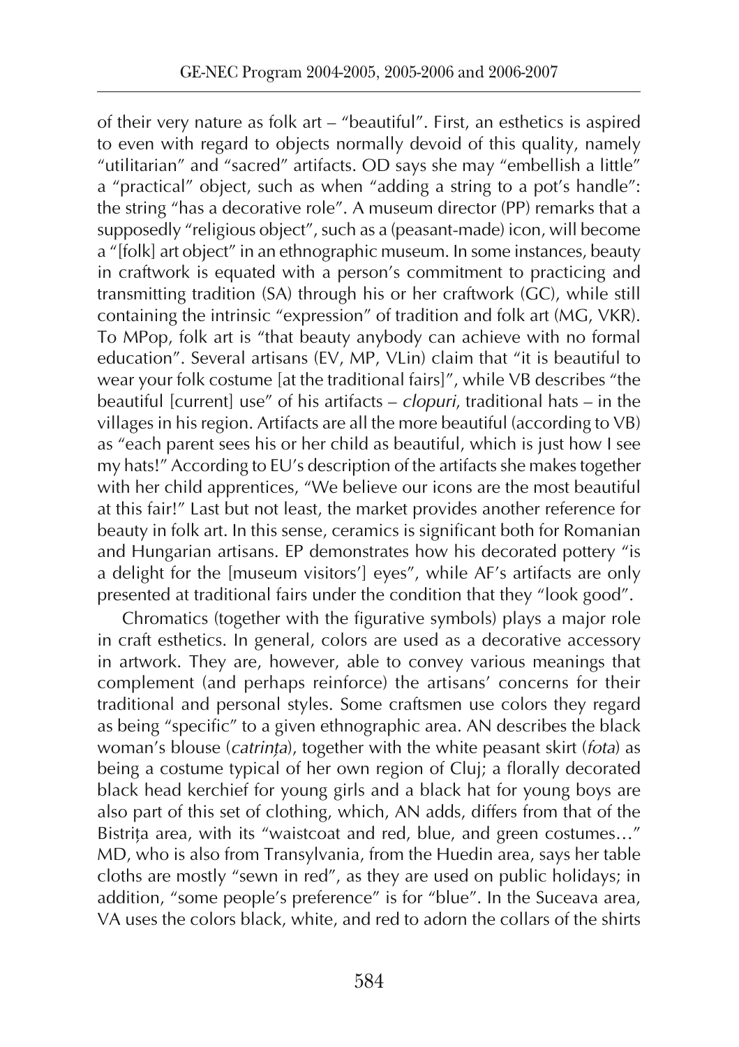of their very nature as folk art – "beautiful". First, an esthetics is aspired to even with regard to objects normally devoid of this quality, namely "utilitarian" and "sacred" artifacts. OD says she may "embellish a little" a "practical" object, such as when "adding a string to a pot's handle": the string "has a decorative role". A museum director (PP) remarks that a supposedly "religious object", such as a (peasant-made) icon, will become a "[folk] art object" in an ethnographic museum. In some instances, beauty in craftwork is equated with a person's commitment to practicing and transmitting tradition (SA) through his or her craftwork (GC), while still containing the intrinsic "expression" of tradition and folk art (MG, VKR). To MPop, folk art is "that beauty anybody can achieve with no formal education". Several artisans (EV, MP, VLin) claim that "it is beautiful to wear your folk costume [at the traditional fairs]", while VB describes "the beautiful [current] use" of his artifacts – *clopuri*, traditional hats – in the villages in his region. Artifacts are all the more beautiful (according to VB) as "each parent sees his or her child as beautiful, which is just how I see my hats!" According to EU's description of the artifacts she makes together with her child apprentices, "We believe our icons are the most beautiful at this fair!" Last but not least, the market provides another reference for beauty in folk art. In this sense, ceramics is significant both for Romanian and Hungarian artisans. EP demonstrates how his decorated pottery "is a delight for the [museum visitors'] eyes", while AF's artifacts are only presented at traditional fairs under the condition that they "look good".

Chromatics (together with the figurative symbols) plays a major role in craft esthetics. In general, colors are used as a decorative accessory in artwork. They are, however, able to convey various meanings that complement (and perhaps reinforce) the artisans' concerns for their traditional and personal styles. Some craftsmen use colors they regard as being "specific" to a given ethnographic area. AN describes the black woman's blouse (*catrința*), together with the white peasant skirt (*fota*) as being a costume typical of her own region of Cluj; a florally decorated black head kerchief for young girls and a black hat for young boys are also part of this set of clothing, which, AN adds, differs from that of the Bistrița area, with its "waistcoat and red, blue, and green costumes…" MD, who is also from Transylvania, from the Huedin area, says her table cloths are mostly "sewn in red", as they are used on public holidays; in addition, "some people's preference" is for "blue". In the Suceava area, VA uses the colors black, white, and red to adorn the collars of the shirts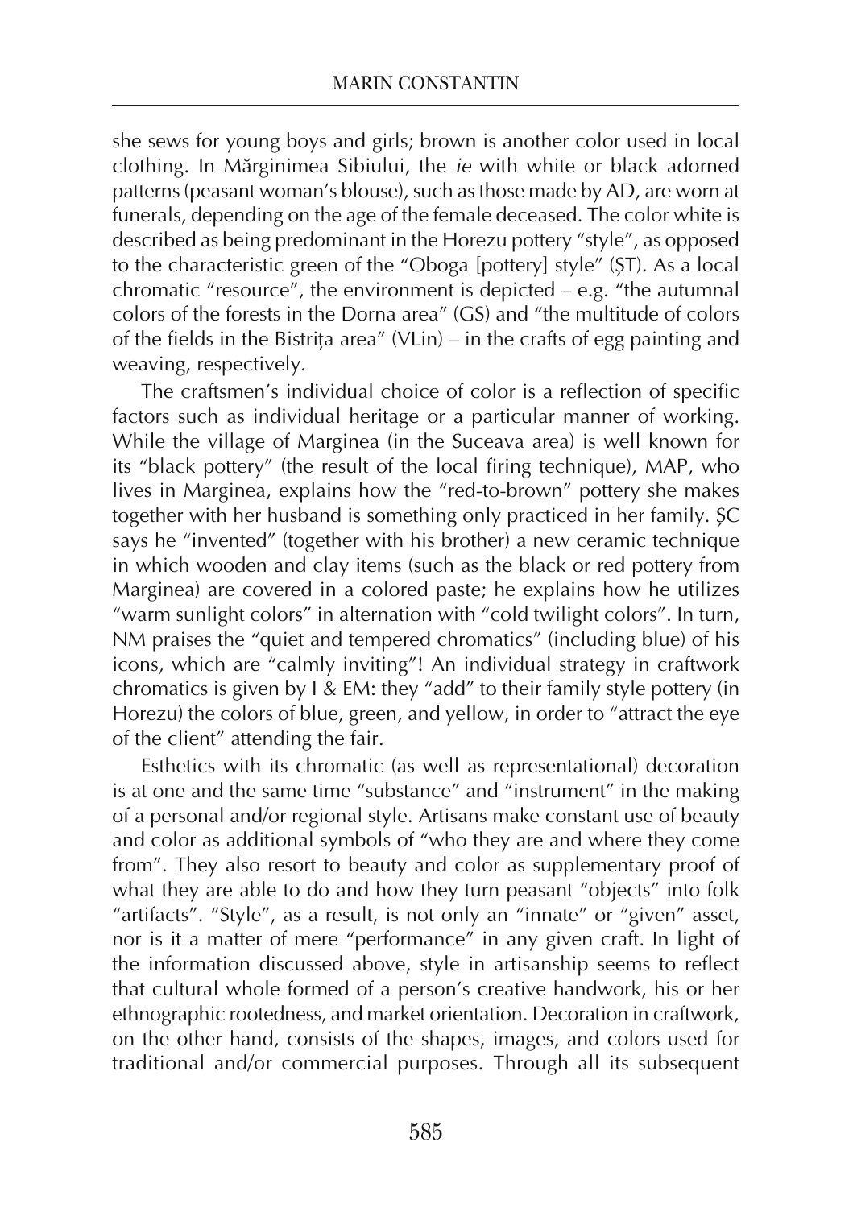she sews for young boys and girls; brown is another color used in local clothing. In Mărginimea Sibiului, the *ie* with white or black adorned patterns (peasant woman's blouse), such as those made by AD, are worn at funerals, depending on the age of the female deceased. The color white is described as being predominant in the Horezu pottery "style", as opposed to the characteristic green of the "Oboga [pottery] style" (ȘT). As a local chromatic "resource", the environment is depicted – e.g. "the autumnal colors of the forests in the Dorna area" (GS) and "the multitude of colors of the fields in the Bistrița area" (VLin) – in the crafts of egg painting and weaving, respectively.

The craftsmen's individual choice of color is a reflection of specific factors such as individual heritage or a particular manner of working. While the village of Marginea (in the Suceava area) is well known for its "black pottery" (the result of the local firing technique), MAP, who lives in Marginea, explains how the "red-to-brown" pottery she makes together with her husband is something only practiced in her family. ȘC says he "invented" (together with his brother) a new ceramic technique in which wooden and clay items (such as the black or red pottery from Marginea) are covered in a colored paste; he explains how he utilizes "warm sunlight colors" in alternation with "cold twilight colors". In turn, NM praises the "quiet and tempered chromatics" (including blue) of his icons, which are "calmly inviting"! An individual strategy in craftwork chromatics is given by I & EM: they "add" to their family style pottery (in Horezu) the colors of blue, green, and yellow, in order to "attract the eye of the client" attending the fair.

Esthetics with its chromatic (as well as representational) decoration is at one and the same time "substance" and "instrument" in the making of a personal and/or regional style. Artisans make constant use of beauty and color as additional symbols of "who they are and where they come from". They also resort to beauty and color as supplementary proof of what they are able to do and how they turn peasant "objects" into folk "artifacts". "Style", as a result, is not only an "innate" or "given" asset, nor is it a matter of mere "performance" in any given craft. In light of the information discussed above, style in artisanship seems to reflect that cultural whole formed of a person's creative handwork, his or her ethnographic rootedness, and market orientation. Decoration in craftwork, on the other hand, consists of the shapes, images, and colors used for traditional and/or commercial purposes. Through all its subsequent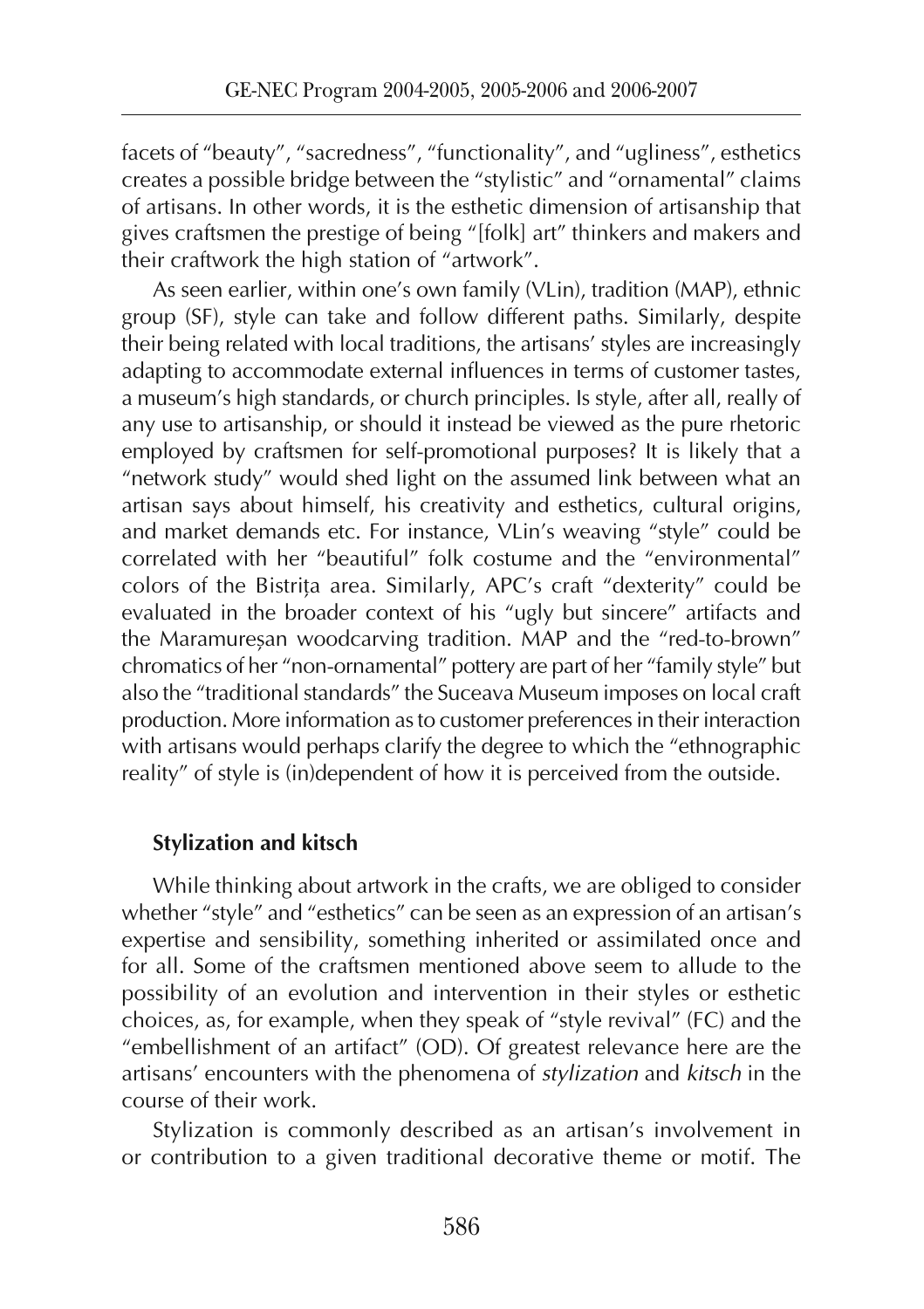facets of “beauty”, “sacredness”, “functionality”, and “ugliness”, esthetics creates a possible bridge between the “stylistic” and “ornamental” claims of artisans. In other words, it is the esthetic dimension of artisanship that gives craftsmen the prestige of being “[folk] art” thinkers and makers and their craftwork the high station of “artwork”.

As seen earlier, within one’s own family (VLin), tradition (MAP), ethnic group (SF), style can take and follow different paths. Similarly, despite their being related with local traditions, the artisans’ styles are increasingly adapting to accommodate external influences in terms of customer tastes, a museum’s high standards, or church principles. Is style, after all, really of any use to artisanship, or should it instead be viewed as the pure rhetoric employed by craftsmen for self-promotional purposes? It is likely that a “network study” would shed light on the assumed link between what an artisan says about himself, his creativity and esthetics, cultural origins, and market demands etc. For instance, VLin’s weaving “style” could be correlated with her “beautiful” folk costume and the “environmental” colors of the Bistrița area. Similarly, APC’s craft “dexterity” could be evaluated in the broader context of his “ugly but sincere” artifacts and the Maramureșan woodcarving tradition. MAP and the “red-to-brown” chromatics of her “non-ornamental” pottery are part of her “family style” but also the “traditional standards” the Suceava Museum imposes on local craft production. More information as to customer preferences in their interaction with artisans would perhaps clarify the degree to which the “ethnographic reality” of style is (in)dependent of how it is perceived from the outside.

### Stylization and kitsch

While thinking about artwork in the crafts, we are obliged to consider whether “style” and “esthetics” can be seen as an expression of an artisan’s expertise and sensibility, something inherited or assimilated once and for all. Some of the craftsmen mentioned above seem to allude to the possibility of an evolution and intervention in their styles or esthetic choices, as, for example, when they speak of “style revival” (FC) and the “embellishment of an artifact” (OD). Of greatest relevance here are the artisans’ encounters with the phenomena of *stylization* and *kitsch* in the course of their work.

Stylization is commonly described as an artisan’s involvement in or contribution to a given traditional decorative theme or motif. The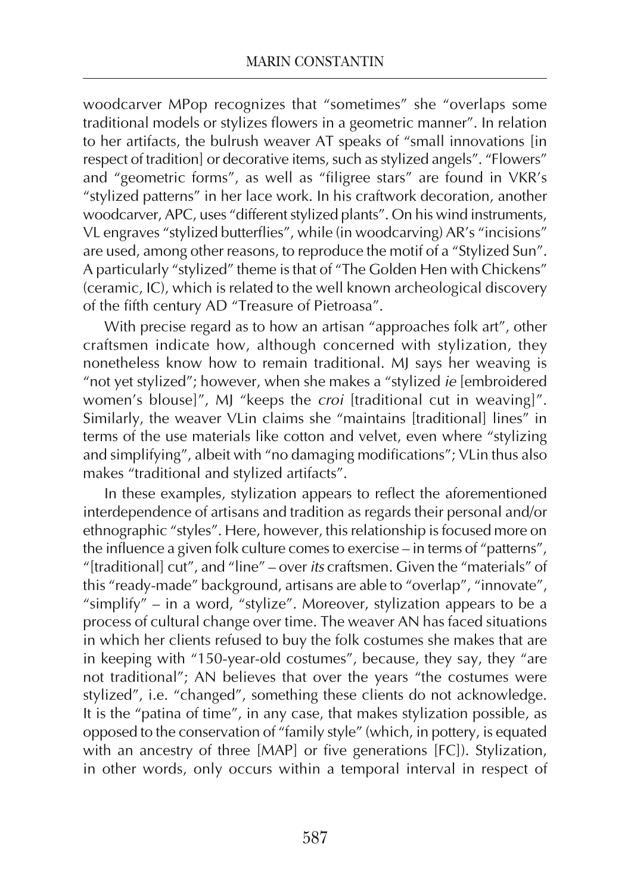woodcarver MPop recognizes that "sometimes" she "overlaps some traditional models or stylizes flowers in a geometric manner". In relation to her artifacts, the bulrush weaver AT speaks of "small innovations [in respect of tradition] or decorative items, such as stylized angels". "Flowers" and "geometric forms", as well as "filigree stars" are found in VKR's "stylized patterns" in her lace work. In his craftwork decoration, another woodcarver, APC, uses "different stylized plants". On his wind instruments, VL engraves "stylized butterflies", while (in woodcarving) AR's "incisions" are used, among other reasons, to reproduce the motif of a "Stylized Sun". A particularly "stylized" theme is that of "The Golden Hen with Chickens" (ceramic, IC), which is related to the well known archeological discovery of the fifth century AD "Treasure of Pietroasa".

With precise regard as to how an artisan "approaches folk art", other craftsmen indicate how, although concerned with stylization, they nonetheless know how to remain traditional. MJ says her weaving is "not yet stylized"; however, when she makes a "stylized *ie* [embroidered women's blouse]", MJ "keeps the *croi* [traditional cut in weaving]". Similarly, the weaver VLin claims she "maintains [traditional] lines" in terms of the use materials like cotton and velvet, even where "stylizing and simplifying", albeit with "no damaging modifications"; VLin thus also makes "traditional and stylized artifacts".

In these examples, stylization appears to reflect the aforementioned interdependence of artisans and tradition as regards their personal and/or ethnographic "styles". Here, however, this relationship is focused more on the influence a given folk culture comes to exercise – in terms of "patterns", "[traditional] cut", and "line" – over *its* craftsmen. Given the "materials" of this "ready-made" background, artisans are able to "overlap", "innovate", "simplify" – in a word, "stylize". Moreover, stylization appears to be a process of cultural change over time. The weaver AN has faced situations in which her clients refused to buy the folk costumes she makes that are in keeping with "150-year-old costumes", because, they say, they "are not traditional"; AN believes that over the years "the costumes were stylized", i.e. "changed", something these clients do not acknowledge. It is the "patina of time", in any case, that makes stylization possible, as opposed to the conservation of "family style" (which, in pottery, is equated with an ancestry of three [MAP] or five generations [FC]). Stylization, in other words, only occurs within a temporal interval in respect of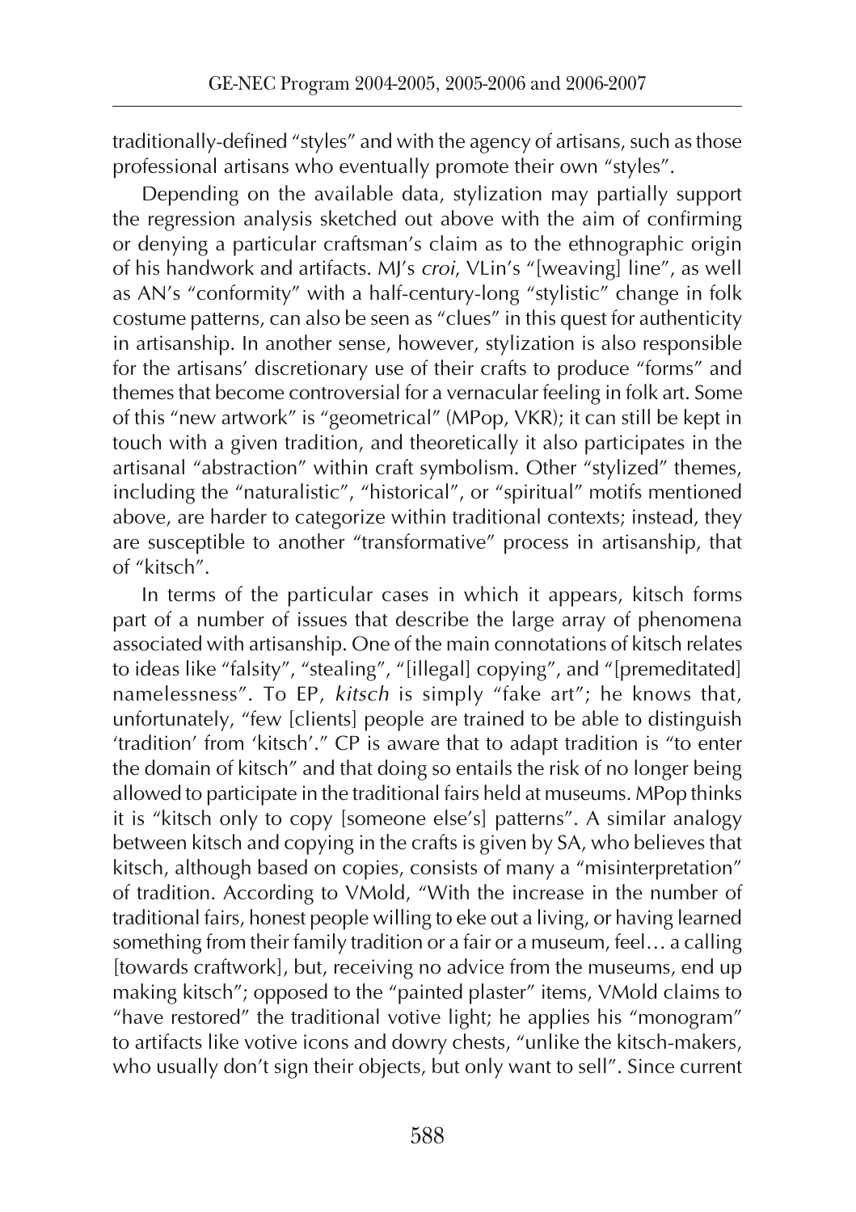traditionally-defined "styles" and with the agency of artisans, such as those professional artisans who eventually promote their own "styles".

Depending on the available data, stylization may partially support the regression analysis sketched out above with the aim of confirming or denying a particular craftsman's claim as to the ethnographic origin of his handwork and artifacts. MJ's *croi*, VLin's "[weaving] line", as well as AN's "conformity" with a half-century-long "stylistic" change in folk costume patterns, can also be seen as "clues" in this quest for authenticity in artisanship. In another sense, however, stylization is also responsible for the artisans' discretionary use of their crafts to produce "forms" and themes that become controversial for a vernacular feeling in folk art. Some of this "new artwork" is "geometrical" (MPop, VKR); it can still be kept in touch with a given tradition, and theoretically it also participates in the artisanal "abstraction" within craft symbolism. Other "stylized" themes, including the "naturalistic", "historical", or "spiritual" motifs mentioned above, are harder to categorize within traditional contexts; instead, they are susceptible to another "transformative" process in artisanship, that of "kitsch".

In terms of the particular cases in which it appears, kitsch forms part of a number of issues that describe the large array of phenomena associated with artisanship. One of the main connotations of kitsch relates to ideas like "falsity", "stealing", "[illegal] copying", and "[premeditated] namelessness". To EP, *kitsch* is simply "fake art"; he knows that, unfortunately, "few [clients] people are trained to be able to distinguish 'tradition' from 'kitsch'." CP is aware that to adapt tradition is "to enter the domain of kitsch" and that doing so entails the risk of no longer being allowed to participate in the traditional fairs held at museums. MPop thinks it is "kitsch only to copy [someone else's] patterns". A similar analogy between kitsch and copying in the crafts is given by SA, who believes that kitsch, although based on copies, consists of many a "misinterpretation" of tradition. According to VMold, "With the increase in the number of traditional fairs, honest people willing to eke out a living, or having learned something from their family tradition or a fair or a museum, feel… a calling [towards craftwork], but, receiving no advice from the museums, end up making kitsch"; opposed to the "painted plaster" items, VMold claims to "have restored" the traditional votive light; he applies his "monogram" to artifacts like votive icons and dowry chests, "unlike the kitsch-makers, who usually don't sign their objects, but only want to sell". Since current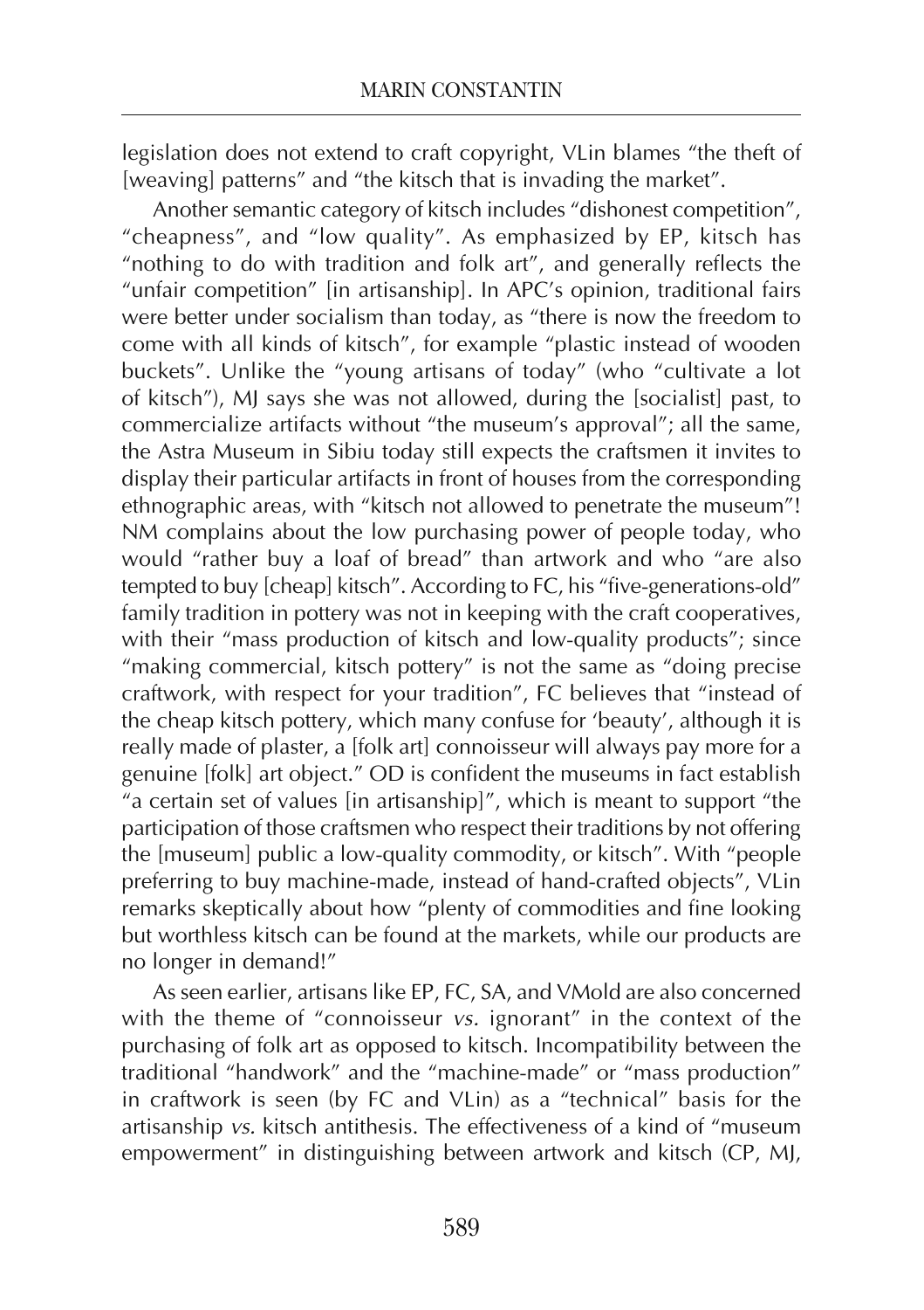legislation does not extend to craft copyright, VLin blames "the theft of [weaving] patterns" and "the kitsch that is invading the market".

Another semantic category of kitsch includes "dishonest competition", "cheapness", and "low quality". As emphasized by EP, kitsch has "nothing to do with tradition and folk art", and generally reflects the "unfair competition" [in artisanship]. In APC's opinion, traditional fairs were better under socialism than today, as "there is now the freedom to come with all kinds of kitsch", for example "plastic instead of wooden buckets". Unlike the "young artisans of today" (who "cultivate a lot of kitsch"), MJ says she was not allowed, during the [socialist] past, to commercialize artifacts without "the museum's approval"; all the same, the Astra Museum in Sibiu today still expects the craftsmen it invites to display their particular artifacts in front of houses from the corresponding ethnographic areas, with "kitsch not allowed to penetrate the museum"! NM complains about the low purchasing power of people today, who would "rather buy a loaf of bread" than artwork and who "are also tempted to buy [cheap] kitsch". According to FC, his "five-generations-old" family tradition in pottery was not in keeping with the craft cooperatives, with their "mass production of kitsch and low-quality products"; since "making commercial, kitsch pottery" is not the same as "doing precise craftwork, with respect for your tradition", FC believes that "instead of the cheap kitsch pottery, which many confuse for 'beauty', although it is really made of plaster, a [folk art] connoisseur will always pay more for a genuine [folk] art object." OD is confident the museums in fact establish "a certain set of values [in artisanship]", which is meant to support "the participation of those craftsmen who respect their traditions by not offering the [museum] public a low-quality commodity, or kitsch". With "people preferring to buy machine-made, instead of hand-crafted objects", VLin remarks skeptically about how "plenty of commodities and fine looking but worthless kitsch can be found at the markets, while our products are no longer in demand!"

As seen earlier, artisans like EP, FC, SA, and VMold are also concerned with the theme of "connoisseur *vs.* ignorant" in the context of the purchasing of folk art as opposed to kitsch. Incompatibility between the traditional "handwork" and the "machine-made" or "mass production" in craftwork is seen (by FC and VLin) as a "technical" basis for the artisanship *vs.* kitsch antithesis. The effectiveness of a kind of "museum empowerment" in distinguishing between artwork and kitsch (CP, MJ,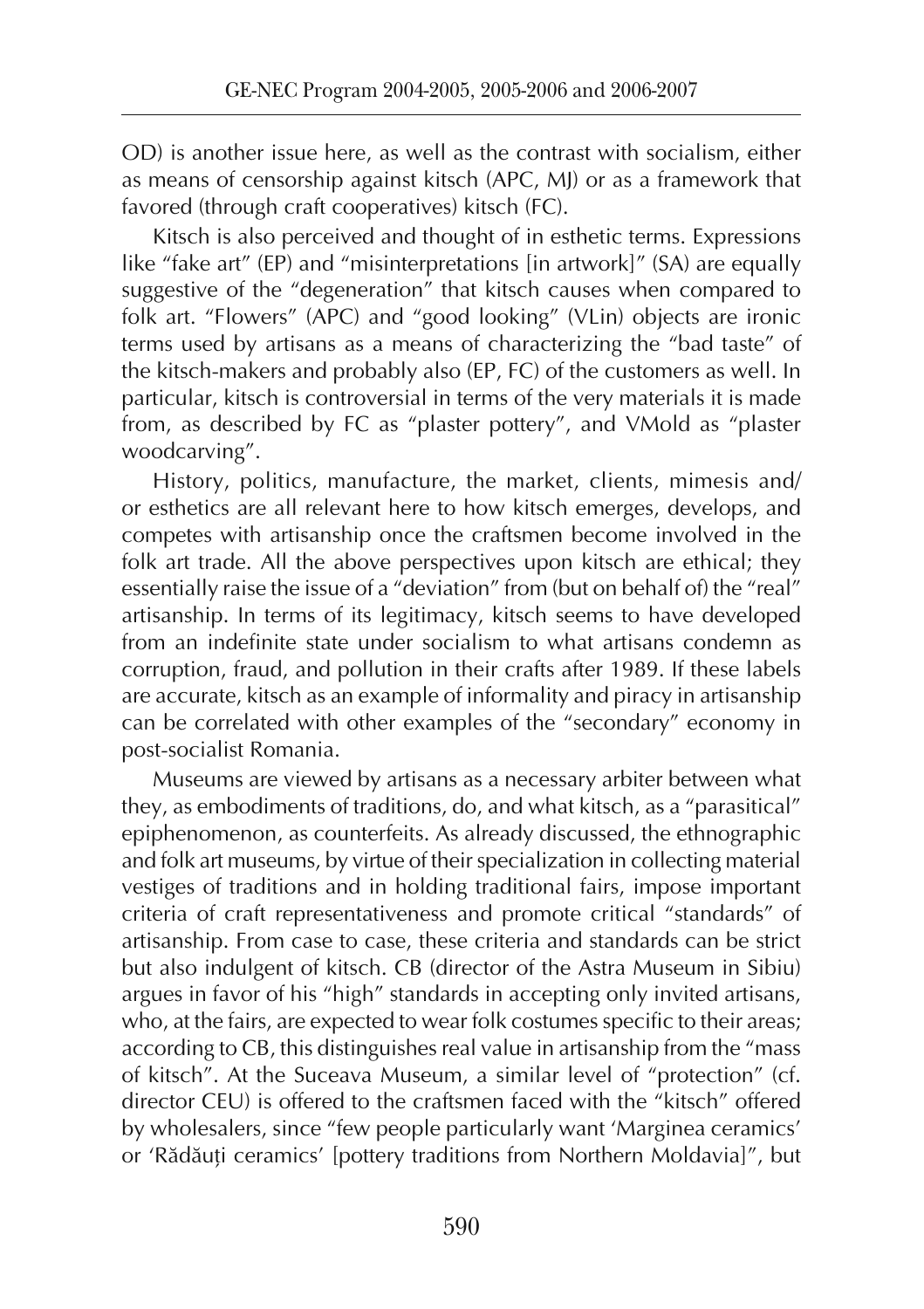OD) is another issue here, as well as the contrast with socialism, either as means of censorship against kitsch (APC, MJ) or as a framework that favored (through craft cooperatives) kitsch (FC).

Kitsch is also perceived and thought of in esthetic terms. Expressions like "fake art" (EP) and "misinterpretations [in artwork]" (SA) are equally suggestive of the "degeneration" that kitsch causes when compared to folk art. "Flowers" (APC) and "good looking" (VLin) objects are ironic terms used by artisans as a means of characterizing the "bad taste" of the kitsch-makers and probably also (EP, FC) of the customers as well. In particular, kitsch is controversial in terms of the very materials it is made from, as described by FC as "plaster pottery", and VMold as "plaster woodcarving".

History, politics, manufacture, the market, clients, mimesis and/or esthetics are all relevant here to how kitsch emerges, develops, and competes with artisanship once the craftsmen become involved in the folk art trade. All the above perspectives upon kitsch are ethical; they essentially raise the issue of a "deviation" from (but on behalf of) the "real" artisanship. In terms of its legitimacy, kitsch seems to have developed from an indefinite state under socialism to what artisans condemn as corruption, fraud, and pollution in their crafts after 1989. If these labels are accurate, kitsch as an example of informality and piracy in artisanship can be correlated with other examples of the "secondary" economy in post-socialist Romania.

Museums are viewed by artisans as a necessary arbiter between what they, as embodiments of traditions, do, and what kitsch, as a "parasitical" epiphenomenon, as counterfeits. As already discussed, the ethnographic and folk art museums, by virtue of their specialization in collecting material vestiges of traditions and in holding traditional fairs, impose important criteria of craft representativeness and promote critical "standards" of artisanship. From case to case, these criteria and standards can be strict but also indulgent of kitsch. CB (director of the Astra Museum in Sibiu) argues in favor of his "high" standards in accepting only invited artisans, who, at the fairs, are expected to wear folk costumes specific to their areas; according to CB, this distinguishes real value in artisanship from the "mass of kitsch". At the Suceava Museum, a similar level of "protection" (cf. director CEU) is offered to the craftsmen faced with the "kitsch" offered by wholesalers, since "few people particularly want 'Marginea ceramics' or 'Rădăuți ceramics' [pottery traditions from Northern Moldavia]", but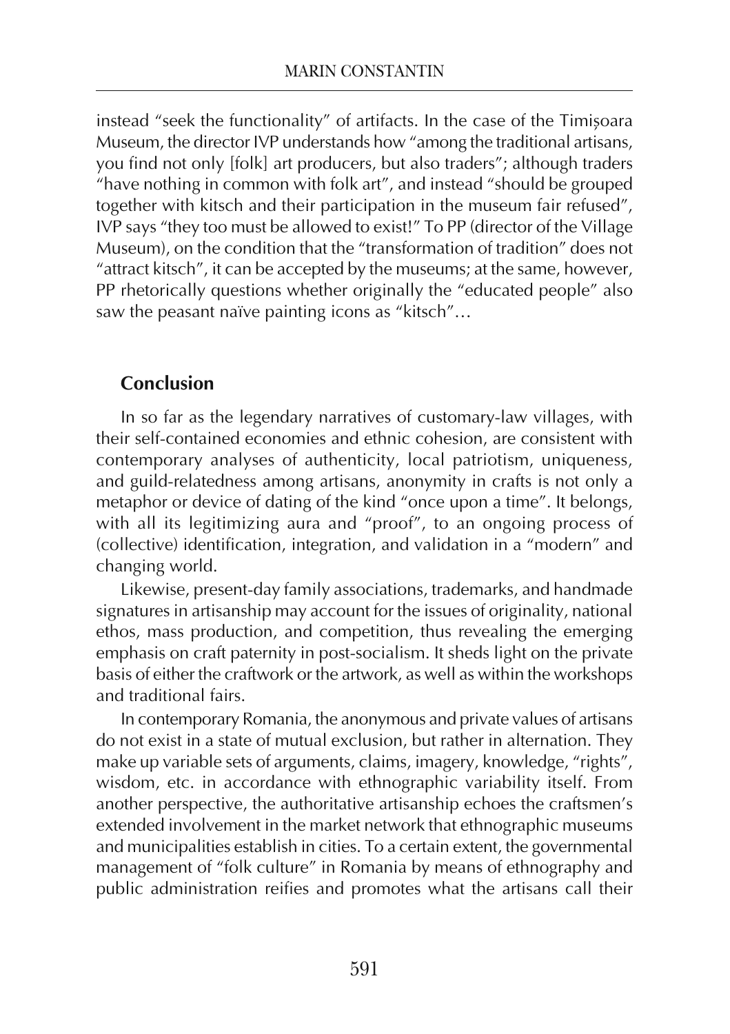instead "seek the functionality" of artifacts. In the case of the Timișoara Museum, the director IVP understands how "among the traditional artisans, you find not only [folk] art producers, but also traders"; although traders "have nothing in common with folk art", and instead "should be grouped together with kitsch and their participation in the museum fair refused", IVP says "they too must be allowed to exist!" To PP (director of the Village Museum), on the condition that the "transformation of tradition" does not "attract kitsch", it can be accepted by the museums; at the same, however, PP rhetorically questions whether originally the "educated people" also saw the peasant naïve painting icons as "kitsch"…

## Conclusion

In so far as the legendary narratives of customary-law villages, with their self-contained economies and ethnic cohesion, are consistent with contemporary analyses of authenticity, local patriotism, uniqueness, and guild-relatedness among artisans, anonymity in crafts is not only a metaphor or device of dating of the kind "once upon a time". It belongs, with all its legitimizing aura and "proof", to an ongoing process of (collective) identification, integration, and validation in a "modern" and changing world.

Likewise, present-day family associations, trademarks, and handmade signatures in artisanship may account for the issues of originality, national ethos, mass production, and competition, thus revealing the emerging emphasis on craft paternity in post-socialism. It sheds light on the private basis of either the craftwork or the artwork, as well as within the workshops and traditional fairs.

In contemporary Romania, the anonymous and private values of artisans do not exist in a state of mutual exclusion, but rather in alternation. They make up variable sets of arguments, claims, imagery, knowledge, "rights", wisdom, etc. in accordance with ethnographic variability itself. From another perspective, the authoritative artisanship echoes the craftsmen's extended involvement in the market network that ethnographic museums and municipalities establish in cities. To a certain extent, the governmental management of "folk culture" in Romania by means of ethnography and public administration reifies and promotes what the artisans call their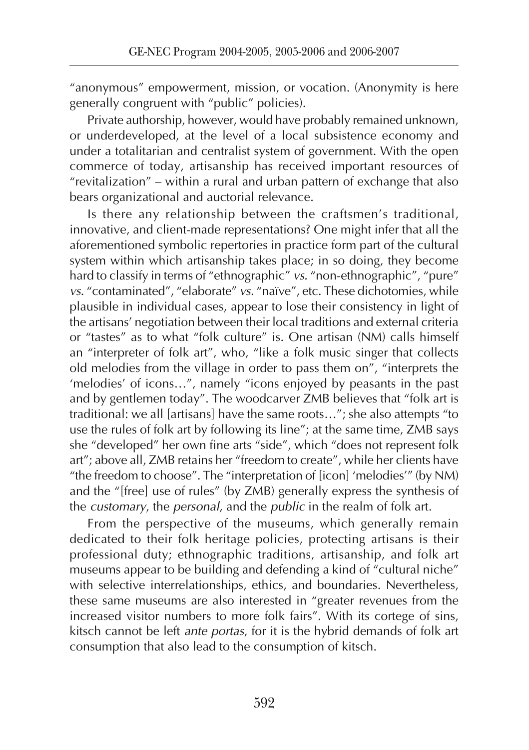"anonymous" empowerment, mission, or vocation. (Anonymity is here generally congruent with "public" policies).

Private authorship, however, would have probably remained unknown, or underdeveloped, at the level of a local subsistence economy and under a totalitarian and centralist system of government. With the open commerce of today, artisanship has received important resources of "revitalization" – within a rural and urban pattern of exchange that also bears organizational and auctorial relevance.

Is there any relationship between the craftsmen's traditional, innovative, and client-made representations? One might infer that all the aforementioned symbolic repertories in practice form part of the cultural system within which artisanship takes place; in so doing, they become hard to classify in terms of "ethnographic" *vs.* "non-ethnographic", "pure" *vs.* "contaminated", "elaborate" *vs.* "naïve", etc. These dichotomies, while plausible in individual cases, appear to lose their consistency in light of the artisans' negotiation between their local traditions and external criteria or "tastes" as to what "folk culture" is. One artisan (NM) calls himself an "interpreter of folk art", who, "like a folk music singer that collects old melodies from the village in order to pass them on", "interprets the 'melodies' of icons…", namely "icons enjoyed by peasants in the past and by gentlemen today". The woodcarver ZMB believes that "folk art is traditional: we all [artisans] have the same roots…"; she also attempts "to use the rules of folk art by following its line"; at the same time, ZMB says she "developed" her own fine arts "side", which "does not represent folk art"; above all, ZMB retains her "freedom to create", while her clients have "the freedom to choose". The "interpretation of [icon] 'melodies'" (by NM) and the "[free] use of rules" (by ZMB) generally express the synthesis of the *customary*, the *personal*, and the *public* in the realm of folk art.

From the perspective of the museums, which generally remain dedicated to their folk heritage policies, protecting artisans is their professional duty; ethnographic traditions, artisanship, and folk art museums appear to be building and defending a kind of "cultural niche" with selective interrelationships, ethics, and boundaries. Nevertheless, these same museums are also interested in "greater revenues from the increased visitor numbers to more folk fairs". With its cortege of sins, kitsch cannot be left *ante portas*, for it is the hybrid demands of folk art consumption that also lead to the consumption of kitsch.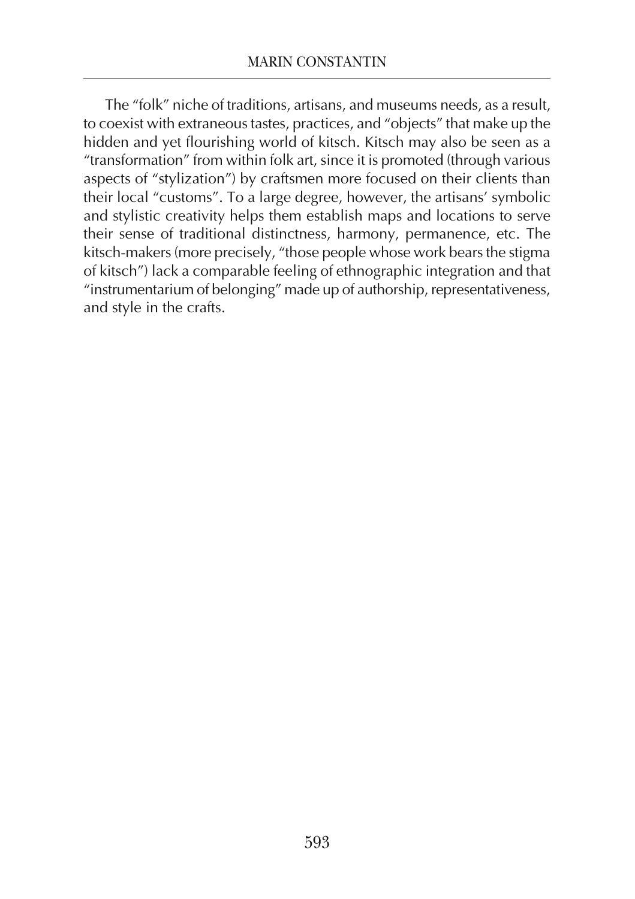The "folk" niche of traditions, artisans, and museums needs, as a result, to coexist with extraneous tastes, practices, and "objects" that make up the hidden and yet flourishing world of kitsch. Kitsch may also be seen as a "transformation" from within folk art, since it is promoted (through various aspects of "stylization") by craftsmen more focused on their clients than their local "customs". To a large degree, however, the artisans' symbolic and stylistic creativity helps them establish maps and locations to serve their sense of traditional distinctness, harmony, permanence, etc. The kitsch-makers (more precisely, "those people whose work bears the stigma of kitsch") lack a comparable feeling of ethnographic integration and that "instrumentarium of belonging" made up of authorship, representativeness, and style in the crafts.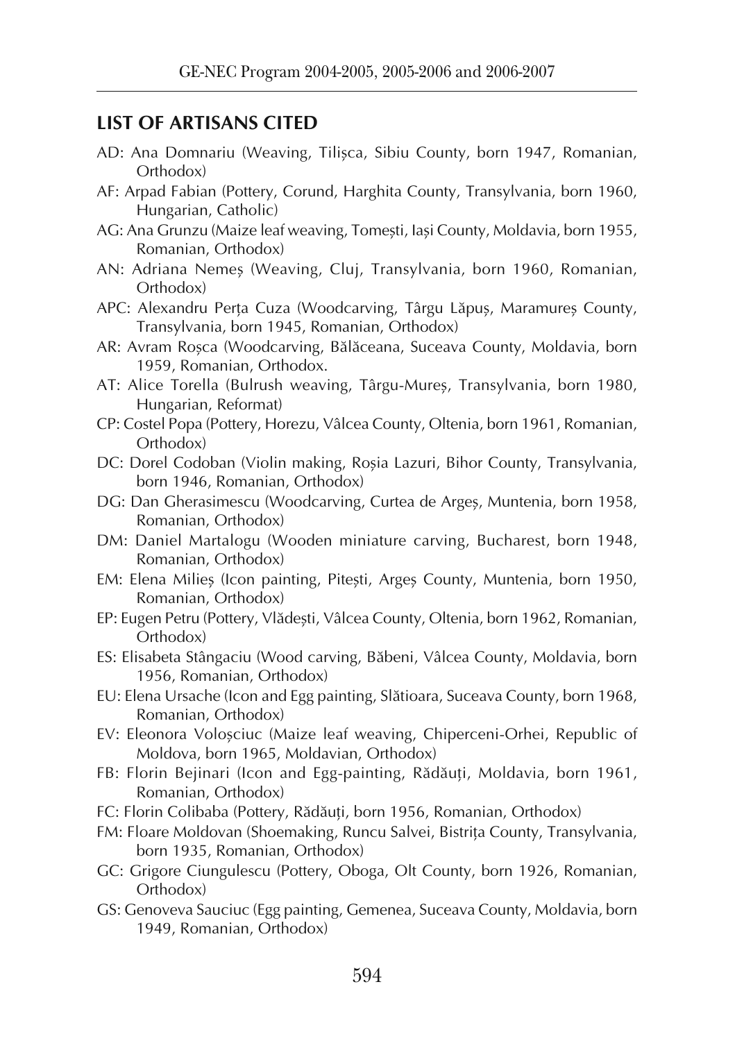## LIST OF ARTISANS CITED

AD: Ana Domnariu (Weaving, Tilișca, Sibiu County, born 1947, Romanian, Orthodox)

AF: Arpad Fabian (Pottery, Corund, Harghita County, Transylvania, born 1960, Hungarian, Catholic)

AG: Ana Grunzu (Maize leaf weaving, Tomești, Iași County, Moldavia, born 1955, Romanian, Orthodox)

AN: Adriana Nemeș (Weaving, Cluj, Transylvania, born 1960, Romanian, Orthodox)

APC: Alexandru Perța Cuza (Woodcarving, Târgu Lăpuș, Maramureș County, Transylvania, born 1945, Romanian, Orthodox)

AR: Avram Roșca (Woodcarving, Bălăceana, Suceava County, Moldavia, born 1959, Romanian, Orthodox.

AT: Alice Torella (Bulrush weaving, Târgu-Mureș, Transylvania, born 1980, Hungarian, Reformat)

CP: Costel Popa (Pottery, Horezu, Vâlcea County, Oltenia, born 1961, Romanian, Orthodox)

DC: Dorel Codoban (Violin making, Roșia Lazuri, Bihor County, Transylvania, born 1946, Romanian, Orthodox)

DG: Dan Gherasimescu (Woodcarving, Curtea de Argeș, Muntenia, born 1958, Romanian, Orthodox)

DM: Daniel Martalogu (Wooden miniature carving, Bucharest, born 1948, Romanian, Orthodox)

EM: Elena Milieș (Icon painting, Pitești, Argeș County, Muntenia, born 1950, Romanian, Orthodox)

EP: Eugen Petru (Pottery, Vlădești, Vâlcea County, Oltenia, born 1962, Romanian, Orthodox)

ES: Elisabeta Stângaciu (Wood carving, Băbeni, Vâlcea County, Moldavia, born 1956, Romanian, Orthodox)

EU: Elena Ursache (Icon and Egg painting, Slătioara, Suceava County, born 1968, Romanian, Orthodox)

EV: Eleonora Voloșciuc (Maize leaf weaving, Chiperceni-Orhei, Republic of Moldova, born 1965, Moldavian, Orthodox)

FB: Florin Bejinari (Icon and Egg-painting, Rădăuți, Moldavia, born 1961, Romanian, Orthodox)

FC: Florin Colibaba (Pottery, Rădăuți, born 1956, Romanian, Orthodox)

FM: Floare Moldovan (Shoemaking, Runcu Salvei, Bistrița County, Transylvania, born 1935, Romanian, Orthodox)

GC: Grigore Ciungulescu (Pottery, Oboga, Olt County, born 1926, Romanian, Orthodox)

GS: Genoveva Sauciuc (Egg painting, Gemenea, Suceava County, Moldavia, born 1949, Romanian, Orthodox)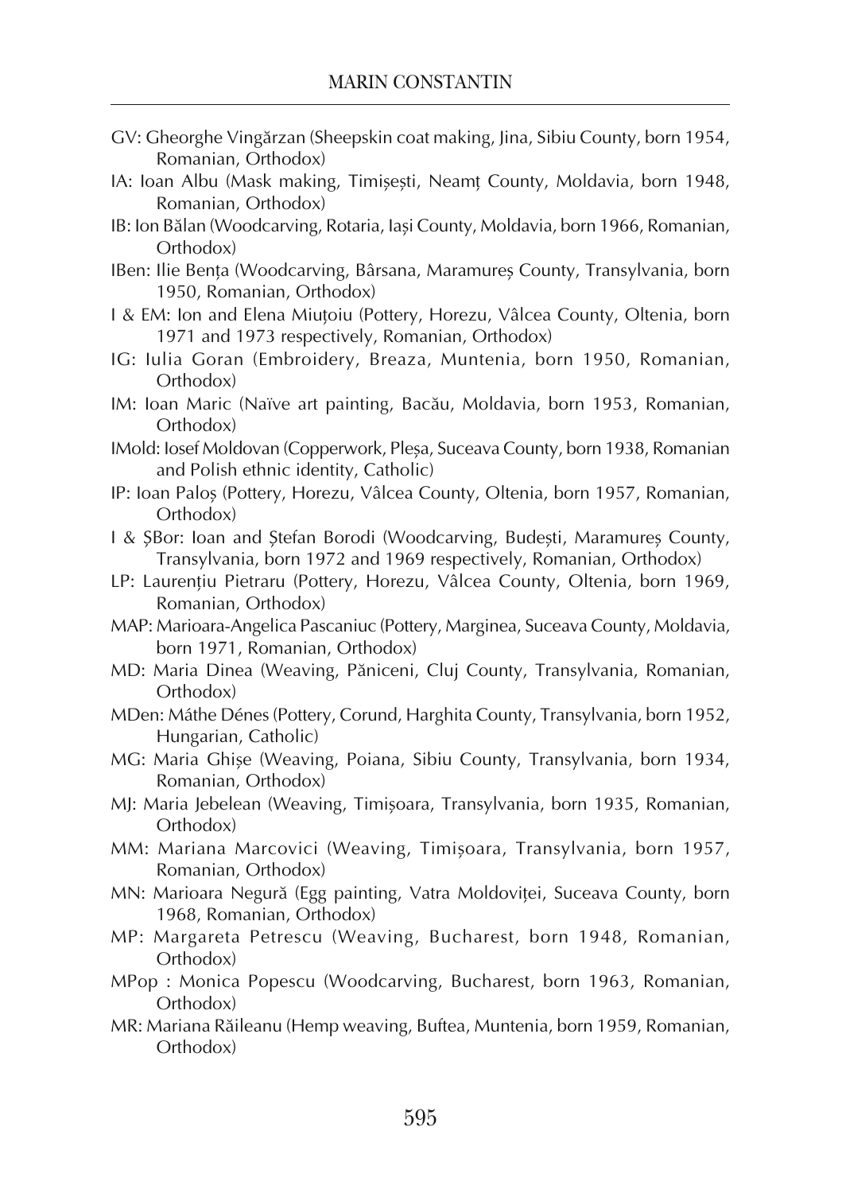GV: Gheorghe Vingărzan (Sheepskin coat making, Jina, Sibiu County, born 1954, Romanian, Orthodox)

IA: Ioan Albu (Mask making, Timișești, Neamț County, Moldavia, born 1948, Romanian, Orthodox)

IB: Ion Bălan (Woodcarving, Rotaria, Iași County, Moldavia, born 1966, Romanian, Orthodox)

IBen: Ilie Bența (Woodcarving, Bârsana, Maramureș County, Transylvania, born 1950, Romanian, Orthodox)

I & EM: Ion and Elena Miuțoiu (Pottery, Horezu, Vâlcea County, Oltenia, born 1971 and 1973 respectively, Romanian, Orthodox)

IG: Iulia Goran (Embroidery, Breaza, Muntenia, born 1950, Romanian, Orthodox)

IM: Ioan Maric (Naïve art painting, Bacău, Moldavia, born 1953, Romanian, Orthodox)

IMold: Iosef Moldovan (Copperwork, Pleșa, Suceava County, born 1938, Romanian and Polish ethnic identity, Catholic)

IP: Ioan Paloș (Pottery, Horezu, Vâlcea County, Oltenia, born 1957, Romanian, Orthodox)

I & ȘBor: Ioan and Ștefan Borodi (Woodcarving, Budești, Maramureș County, Transylvania, born 1972 and 1969 respectively, Romanian, Orthodox)

LP: Laurențiu Pietraru (Pottery, Horezu, Vâlcea County, Oltenia, born 1969, Romanian, Orthodox)

MAP: Marioara-Angelica Pascaniuc (Pottery, Marginea, Suceava County, Moldavia, born 1971, Romanian, Orthodox)

MD: Maria Dinea (Weaving, Păniceni, Cluj County, Transylvania, Romanian, Orthodox)

MDen: Máthe Dénes (Pottery, Corund, Harghita County, Transylvania, born 1952, Hungarian, Catholic)

MG: Maria Ghișe (Weaving, Poiana, Sibiu County, Transylvania, born 1934, Romanian, Orthodox)

MJ: Maria Jebelean (Weaving, Timișoara, Transylvania, born 1935, Romanian, Orthodox)

MM: Mariana Marcovici (Weaving, Timișoara, Transylvania, born 1957, Romanian, Orthodox)

MN: Marioara Negură (Egg painting, Vatra Moldoviței, Suceava County, born 1968, Romanian, Orthodox)

MP: Margareta Petrescu (Weaving, Bucharest, born 1948, Romanian, Orthodox)

MPop : Monica Popescu (Woodcarving, Bucharest, born 1963, Romanian, Orthodox)

MR: Mariana Răileanu (Hemp weaving, Buftea, Muntenia, born 1959, Romanian, Orthodox)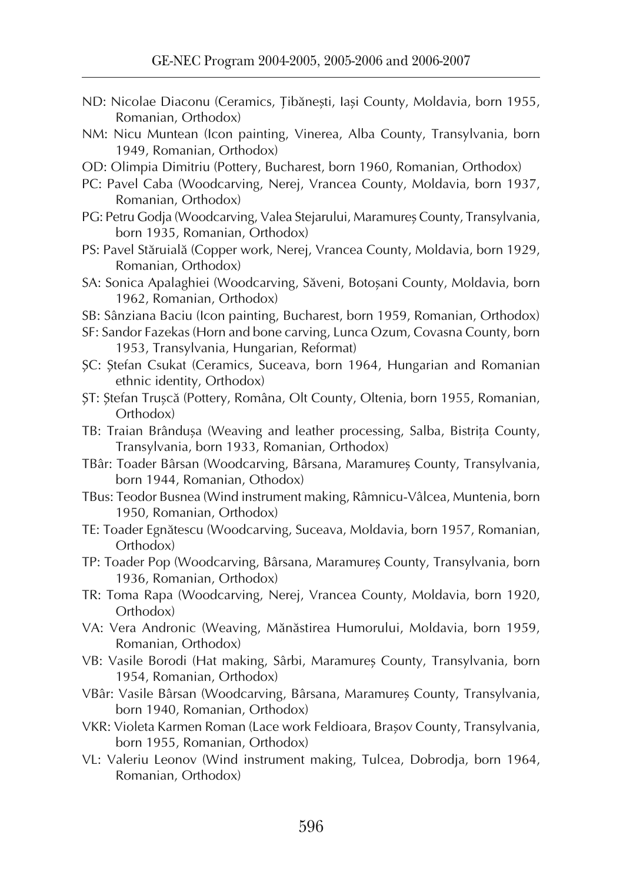ND: Nicolae Diaconu (Ceramics, Țibănești, Iași County, Moldavia, born 1955, Romanian, Orthodox)

NM: Nicu Muntean (Icon painting, Vinerea, Alba County, Transylvania, born 1949, Romanian, Orthodox)

OD: Olimpia Dimitriu (Pottery, Bucharest, born 1960, Romanian, Orthodox)

PC: Pavel Caba (Woodcarving, Nerej, Vrancea County, Moldavia, born 1937, Romanian, Orthodox)

PG: Petru Godja (Woodcarving, Valea Stejarului, Maramureș County, Transylvania, born 1935, Romanian, Orthodox)

PS: Pavel Stăruială (Copper work, Nerej, Vrancea County, Moldavia, born 1929, Romanian, Orthodox)

SA: Sonica Apalaghiei (Woodcarving, Săveni, Botoșani County, Moldavia, born 1962, Romanian, Orthodox)

SB: Sânziana Baciu (Icon painting, Bucharest, born 1959, Romanian, Orthodox)

SF: Sandor Fazekas (Horn and bone carving, Lunca Ozum, Covasna County, born 1953, Transylvania, Hungarian, Reformat)

ȘC: Ștefan Csukat (Ceramics, Suceava, born 1964, Hungarian and Romanian ethnic identity, Orthodox)

ȘT: Ștefan Trușcă (Pottery, Româna, Olt County, Oltenia, born 1955, Romanian, Orthodox)

TB: Traian Brândușa (Weaving and leather processing, Salba, Bistrița County, Transylvania, born 1933, Romanian, Orthodox)

TBâr: Toader Bârsan (Woodcarving, Bârsana, Maramureș County, Transylvania, born 1944, Romanian, Othodox)

TBus: Teodor Busnea (Wind instrument making, Râmnicu-Vâlcea, Muntenia, born 1950, Romanian, Orthodox)

TE: Toader Egnătescu (Woodcarving, Suceava, Moldavia, born 1957, Romanian, Orthodox)

TP: Toader Pop (Woodcarving, Bârsana, Maramureș County, Transylvania, born 1936, Romanian, Orthodox)

TR: Toma Rapa (Woodcarving, Nerej, Vrancea County, Moldavia, born 1920, Orthodox)

VA: Vera Andronic (Weaving, Mănăstirea Humorului, Moldavia, born 1959, Romanian, Orthodox)

VB: Vasile Borodi (Hat making, Sârbi, Maramureș County, Transylvania, born 1954, Romanian, Orthodox)

VBâr: Vasile Bârsan (Woodcarving, Bârsana, Maramureș County, Transylvania, born 1940, Romanian, Orthodox)

VKR: Violeta Karmen Roman (Lace work Feldioara, Brașov County, Transylvania, born 1955, Romanian, Orthodox)

VL: Valeriu Leonov (Wind instrument making, Tulcea, Dobrodja, born 1964, Romanian, Orthodox)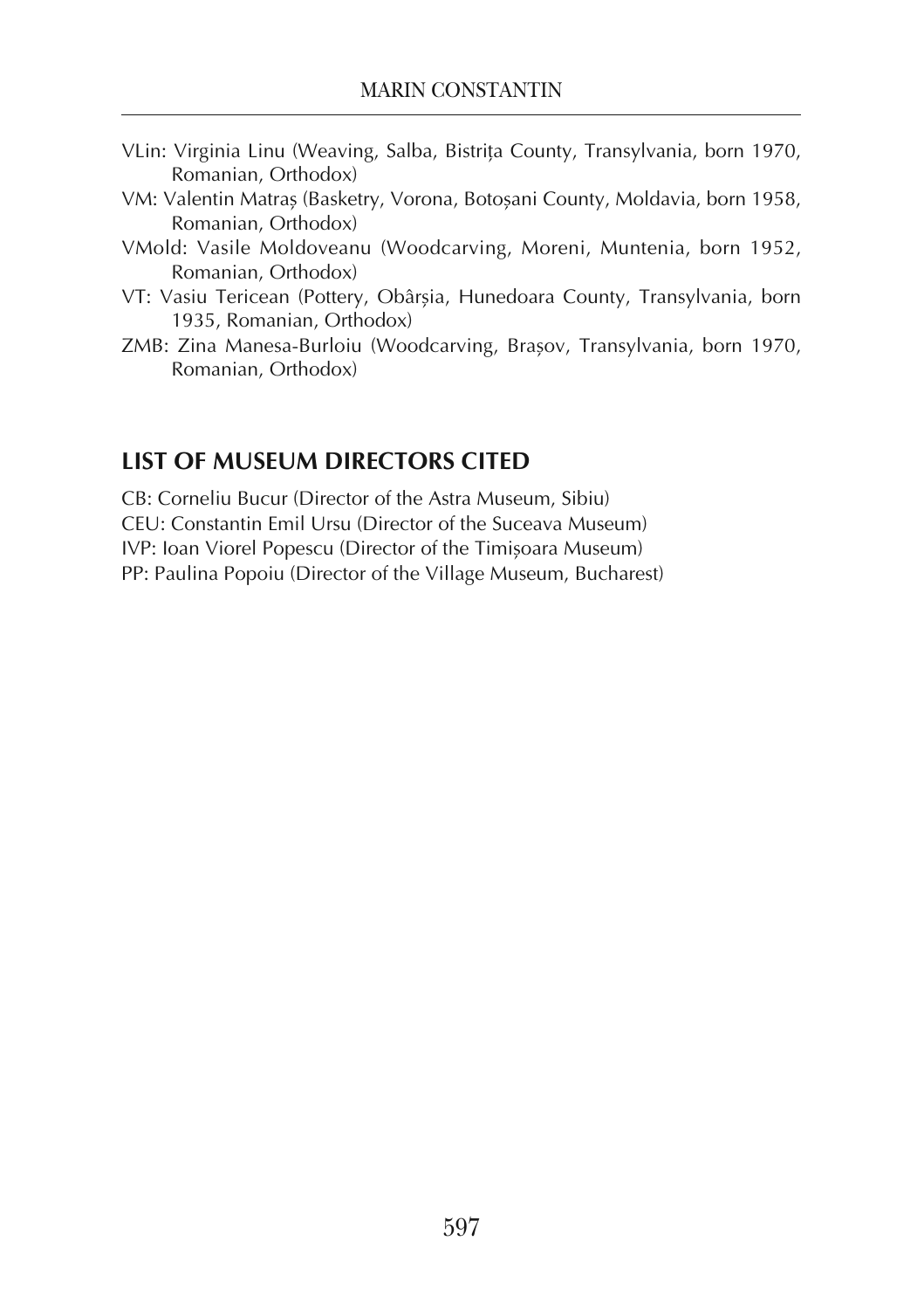VLin: Virginia Linu (Weaving, Salba, Bistrița County, Transylvania, born 1970, Romanian, Orthodox)

VM: Valentin Matraș (Basketry, Vorona, Botoșani County, Moldavia, born 1958, Romanian, Orthodox)

VMold: Vasile Moldoveanu (Woodcarving, Moreni, Muntenia, born 1952, Romanian, Orthodox)

VT: Vasiu Tericean (Pottery, Obârșia, Hunedoara County, Transylvania, born 1935, Romanian, Orthodox)

ZMB: Zina Manesa-Burloiu (Woodcarving, Brașov, Transylvania, born 1970, Romanian, Orthodox)

## LIST OF MUSEUM DIRECTORS CITED

CB: Corneliu Bucur (Director of the Astra Museum, Sibiu)

CEU: Constantin Emil Ursu (Director of the Suceava Museum)

IVP: Ioan Viorel Popescu (Director of the Timișoara Museum)

PP: Paulina Popoiu (Director of the Village Museum, Bucharest)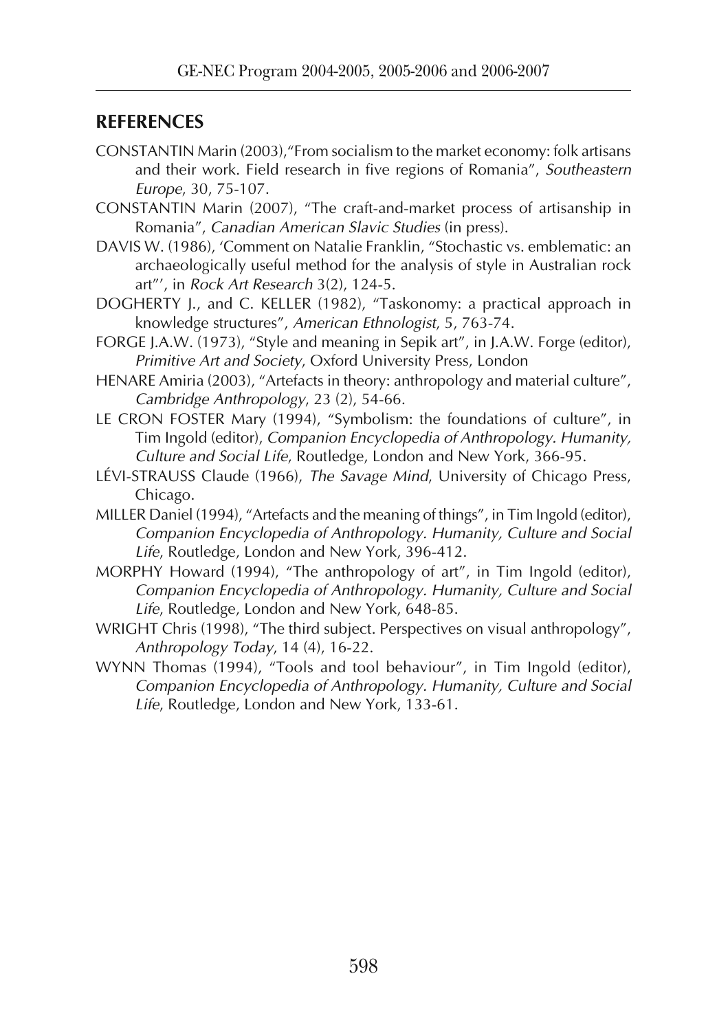## REFERENCES

CONSTANTIN Marin (2003),"From socialism to the market economy: folk artisans and their work. Field research in five regions of Romania", *Southeastern Europe*, 30, 75-107.

CONSTANTIN Marin (2007), "The craft-and-market process of artisanship in Romania", *Canadian American Slavic Studies* (in press).

DAVIS W. (1986), 'Comment on Natalie Franklin, "Stochastic vs. emblematic: an archaeologically useful method for the analysis of style in Australian rock art"', in *Rock Art Research* 3(2), 124-5.

DOGHERTY J., and C. KELLER (1982), "Taskonomy: a practical approach in knowledge structures", *American Ethnologist*, 5, 763-74.

FORGE J.A.W. (1973), "Style and meaning in Sepik art", in J.A.W. Forge (editor), *Primitive Art and Society*, Oxford University Press, London

HENARE Amiria (2003), "Artefacts in theory: anthropology and material culture", *Cambridge Anthropology*, 23 (2), 54-66.

LE CRON FOSTER Mary (1994), "Symbolism: the foundations of culture", in Tim Ingold (editor), *Companion Encyclopedia of Anthropology. Humanity, Culture and Social Life*, Routledge, London and New York, 366-95.

LÉVI-STRAUSS Claude (1966), *The Savage Mind*, University of Chicago Press, Chicago.

MILLER Daniel (1994), "Artefacts and the meaning of things", in Tim Ingold (editor), *Companion Encyclopedia of Anthropology. Humanity, Culture and Social Life*, Routledge, London and New York, 396-412.

MORPHY Howard (1994), "The anthropology of art", in Tim Ingold (editor), *Companion Encyclopedia of Anthropology. Humanity, Culture and Social Life*, Routledge, London and New York, 648-85.

WRIGHT Chris (1998), "The third subject. Perspectives on visual anthropology", *Anthropology Today*, 14 (4), 16-22.

WYNN Thomas (1994), "Tools and tool behaviour", in Tim Ingold (editor), *Companion Encyclopedia of Anthropology. Humanity, Culture and Social Life*, Routledge, London and New York, 133-61.